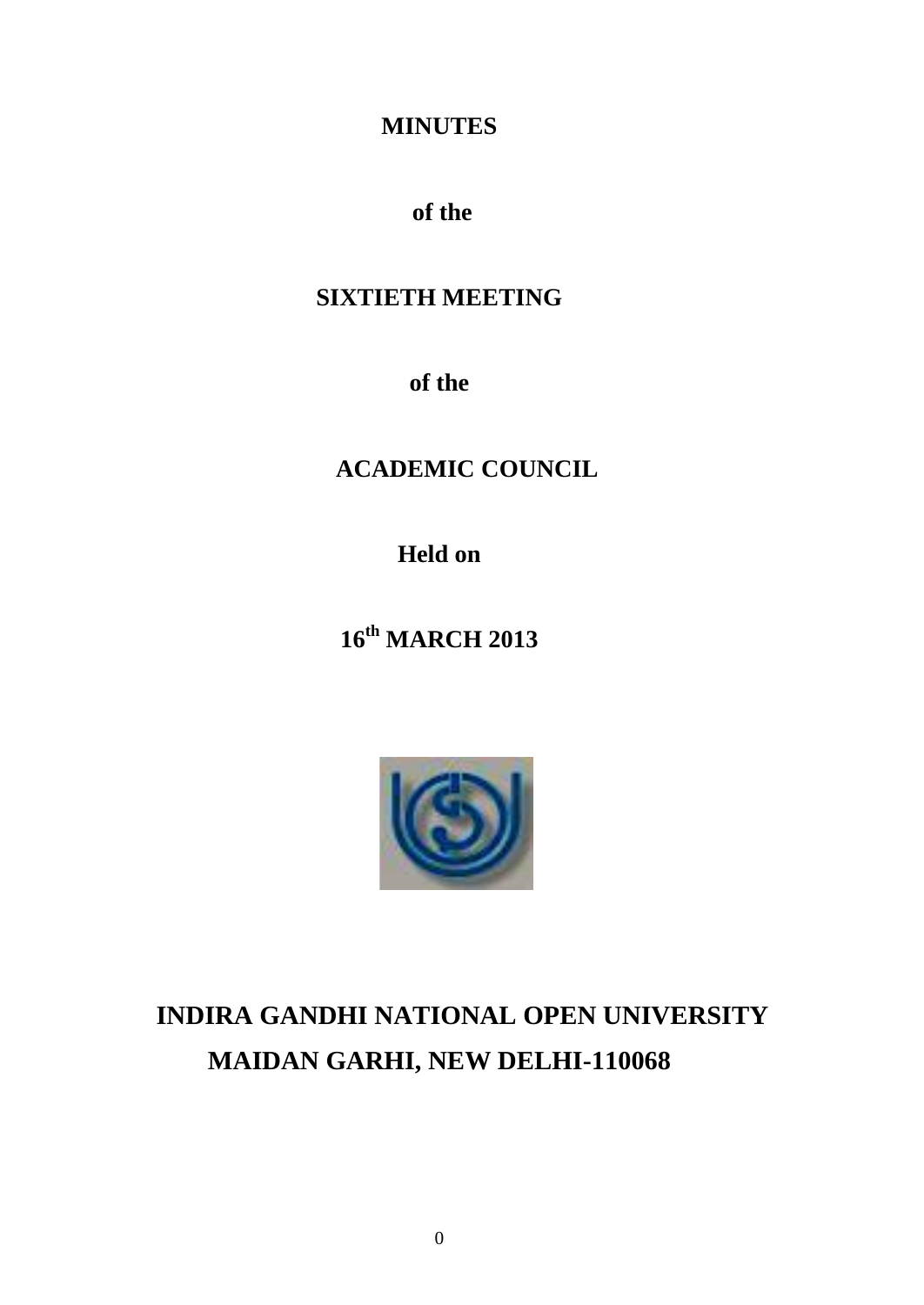**MINUTES**

**of the**

**SIXTIETH MEETING**

**of the**

**ACADEMIC COUNCIL**

**Held on**

**16th MARCH 2013**

**INDIRA GANDHI NATIONAL OPEN UNIVERSITY**
**MAIDAN GARHI, NEW DELHI-110068**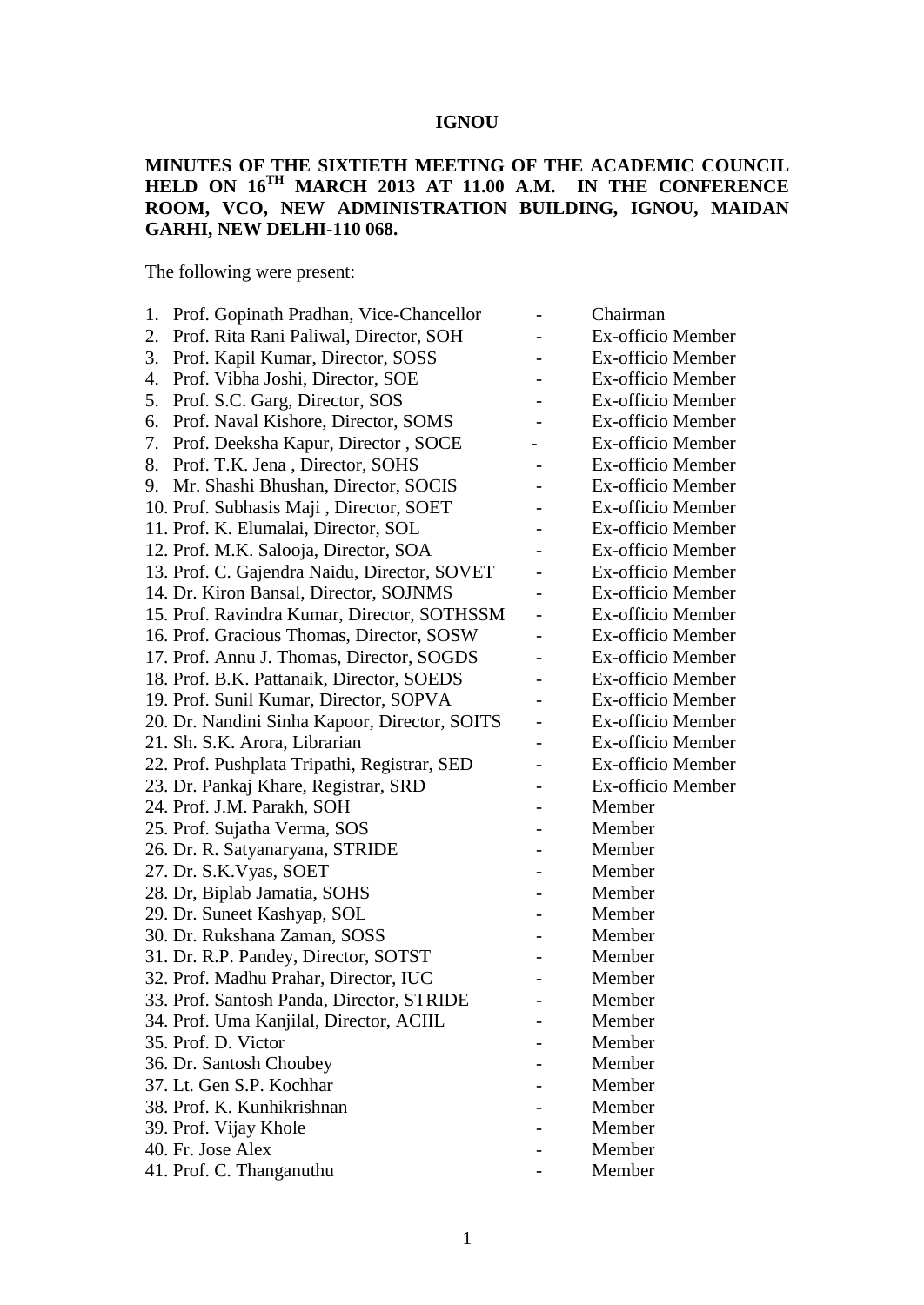**IGNOU**

**MINUTES OF THE SIXTIETH MEETING OF THE ACADEMIC COUNCIL HELD ON 16TH MARCH 2013 AT 11.00 A.M. IN THE CONFERENCE ROOM, VCO, NEW ADMINISTRATION BUILDING, IGNOU, MAIDAN GARHI, NEW DELHI-110 068.**

The following were present:

| | | |
|---|---|---|
| 1. Prof. Gopinath Pradhan, Vice-Chancellor | - | Chairman |
| 2. Prof. Rita Rani Paliwal, Director, SOH | - | Ex-officio Member |
| 3. Prof. Kapil Kumar, Director, SOSS | - | Ex-officio Member |
| 4. Prof. Vibha Joshi, Director, SOE | - | Ex-officio Member |
| 5. Prof. S.C. Garg, Director, SOS | - | Ex-officio Member |
| 6. Prof. Naval Kishore, Director, SOMS | - | Ex-officio Member |
| 7. Prof. Deeksha Kapur, Director , SOCE | - | Ex-officio Member |
| 8. Prof. T.K. Jena , Director, SOHS | - | Ex-officio Member |
| 9. Mr. Shashi Bhushan, Director, SOCIS | - | Ex-officio Member |
| 10. Prof. Subhasis Maji , Director, SOET | - | Ex-officio Member |
| 11. Prof. K. Elumalai, Director, SOL | - | Ex-officio Member |
| 12. Prof. M.K. Salooja, Director, SOA | - | Ex-officio Member |
| 13. Prof. C. Gajendra Naidu, Director, SOVET | - | Ex-officio Member |
| 14. Dr. Kiron Bansal, Director, SOJNMS | - | Ex-officio Member |
| 15. Prof. Ravindra Kumar, Director, SOTHSSM | - | Ex-officio Member |
| 16. Prof. Gracious Thomas, Director, SOSW | - | Ex-officio Member |
| 17. Prof. Annu J. Thomas, Director, SOGDS | - | Ex-officio Member |
| 18. Prof. B.K. Pattanaik, Director, SOEDS | - | Ex-officio Member |
| 19. Prof. Sunil Kumar, Director, SOPVA | - | Ex-officio Member |
| 20. Dr. Nandini Sinha Kapoor, Director, SOITS | - | Ex-officio Member |
| 21. Sh. S.K. Arora, Librarian | - | Ex-officio Member |
| 22. Prof. Pushplata Tripathi, Registrar, SED | - | Ex-officio Member |
| 23. Dr. Pankaj Khare, Registrar, SRD | - | Ex-officio Member |
| 24. Prof. J.M. Parakh, SOH | - | Member |
| 25. Prof. Sujatha Verma, SOS | - | Member |
| 26. Dr. R. Satyanaryana, STRIDE | - | Member |
| 27. Dr. S.K.Vyas, SOET | - | Member |
| 28. Dr, Biplab Jamatia, SOHS | - | Member |
| 29. Dr. Suneet Kashyap, SOL | - | Member |
| 30. Dr. Rukshana Zaman, SOSS | - | Member |
| 31. Dr. R.P. Pandey, Director, SOTST | - | Member |
| 32. Prof. Madhu Prahar, Director, IUC | - | Member |
| 33. Prof. Santosh Panda, Director, STRIDE | - | Member |
| 34. Prof. Uma Kanjilal, Director, ACIIL | - | Member |
| 35. Prof. D. Victor | - | Member |
| 36. Dr. Santosh Choubey | - | Member |
| 37. Lt. Gen S.P. Kochhar | - | Member |
| 38. Prof. K. Kunhikrishnan | - | Member |
| 39. Prof. Vijay Khole | - | Member |
| 40. Fr. Jose Alex | - | Member |
| 41. Prof. C. Thanganuthu | - | Member |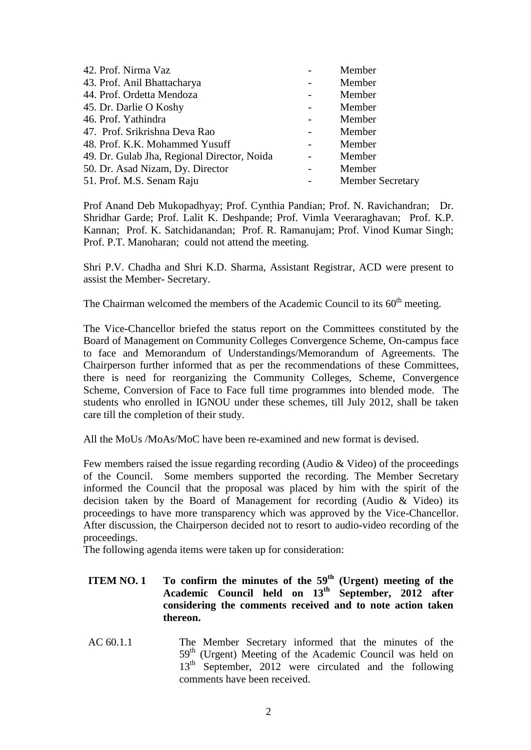| | | |
|---|---|---|
| 42. Prof. Nirma Vaz | - | Member |
| 43. Prof. Anil Bhattacharya | - | Member |
| 44. Prof. Ordetta Mendoza | - | Member |
| 45. Dr. Darlie O Koshy | - | Member |
| 46. Prof. Yathindra | - | Member |
| 47. Prof. Srikrishna Deva Rao | - | Member |
| 48. Prof. K.K. Mohammed Yusuff | - | Member |
| 49. Dr. Gulab Jha, Regional Director, Noida | - | Member |
| 50. Dr. Asad Nizam, Dy. Director | - | Member |
| 51. Prof. M.S. Senam Raju | - | Member Secretary |

Prof Anand Deb Mukopadhyay; Prof. Cynthia Pandian; Prof. N. Ravichandran; Dr. Shridhar Garde; Prof. Lalit K. Deshpande; Prof. Vimla Veeraraghavan; Prof. K.P. Kannan; Prof. K. Satchidanandan; Prof. R. Ramanujam; Prof. Vinod Kumar Singh; Prof. P.T. Manoharan; could not attend the meeting.

Shri P.V. Chadha and Shri K.D. Sharma, Assistant Registrar, ACD were present to assist the Member- Secretary.

The Chairman welcomed the members of the Academic Council to its 60th meeting.

The Vice-Chancellor briefed the status report on the Committees constituted by the Board of Management on Community Colleges Convergence Scheme, On-campus face to face and Memorandum of Understandings/Memorandum of Agreements. The Chairperson further informed that as per the recommendations of these Committees, there is need for reorganizing the Community Colleges, Scheme, Convergence Scheme, Conversion of Face to Face full time programmes into blended mode. The students who enrolled in IGNOU under these schemes, till July 2012, shall be taken care till the completion of their study.

All the MoUs /MoAs/MoC have been re-examined and new format is devised.

Few members raised the issue regarding recording (Audio & Video) of the proceedings of the Council. Some members supported the recording. The Member Secretary informed the Council that the proposal was placed by him with the spirit of the decision taken by the Board of Management for recording (Audio & Video) its proceedings to have more transparency which was approved by the Vice-Chancellor. After discussion, the Chairperson decided not to resort to audio-video recording of the proceedings.

The following agenda items were taken up for consideration:

**ITEM NO. 1 To confirm the minutes of the 59th (Urgent) meeting of the Academic Council held on 13th September, 2012 after considering the comments received and to note action taken thereon.**

AC 60.1.1 The Member Secretary informed that the minutes of the 59th (Urgent) Meeting of the Academic Council was held on 13th September, 2012 were circulated and the following comments have been received.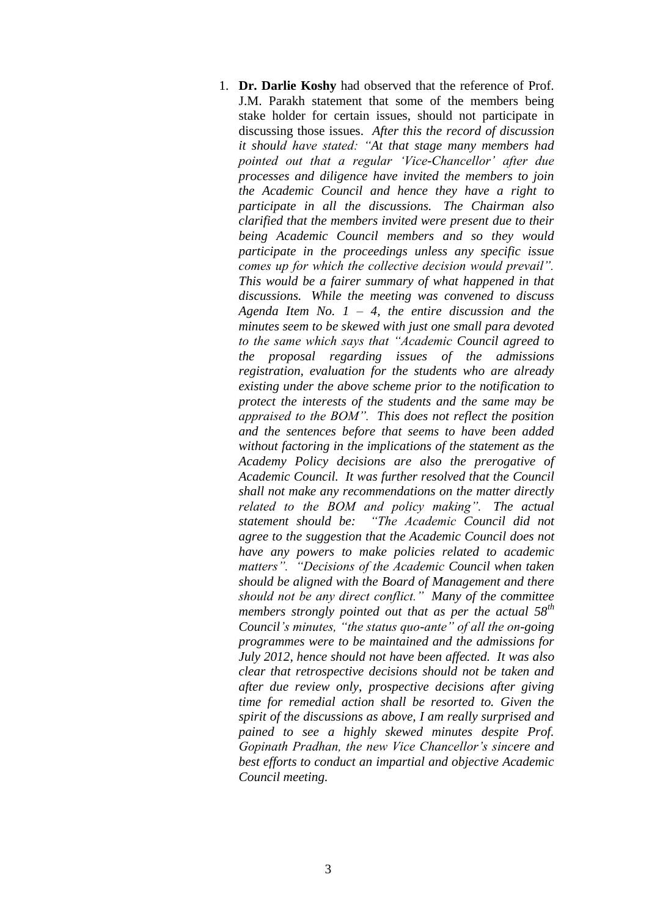1. **Dr. Darlie Koshy** had observed that the reference of Prof. J.M. Parakh statement that some of the members being stake holder for certain issues, should not participate in discussing those issues. *After this the record of discussion it should have stated: "At that stage many members had pointed out that a regular 'Vice-Chancellor' after due processes and diligence have invited the members to join the Academic Council and hence they have a right to participate in all the discussions. The Chairman also clarified that the members invited were present due to their being Academic Council members and so they would participate in the proceedings unless any specific issue comes up for which the collective decision would prevail". This would be a fairer summary of what happened in that discussions. While the meeting was convened to discuss Agenda Item No. 1 – 4, the entire discussion and the minutes seem to be skewed with just one small para devoted to the same which says that "Academic Council agreed to the proposal regarding issues of the admissions registration, evaluation for the students who are already existing under the above scheme prior to the notification to protect the interests of the students and the same may be appraised to the BOM". This does not reflect the position and the sentences before that seems to have been added without factoring in the implications of the statement as the Academy Policy decisions are also the prerogative of Academic Council. It was further resolved that the Council shall not make any recommendations on the matter directly related to the BOM and policy making". The actual statement should be: "The Academic Council did not agree to the suggestion that the Academic Council does not have any powers to make policies related to academic matters". "Decisions of the Academic Council when taken should be aligned with the Board of Management and there should not be any direct conflict." Many of the committee members strongly pointed out that as per the actual 58th Council's minutes, "the status quo-ante" of all the on-going programmes were to be maintained and the admissions for July 2012, hence should not have been affected. It was also clear that retrospective decisions should not be taken and after due review only, prospective decisions after giving time for remedial action shall be resorted to. Given the spirit of the discussions as above, I am really surprised and pained to see a highly skewed minutes despite Prof. Gopinath Pradhan, the new Vice Chancellor's sincere and best efforts to conduct an impartial and objective Academic Council meeting.*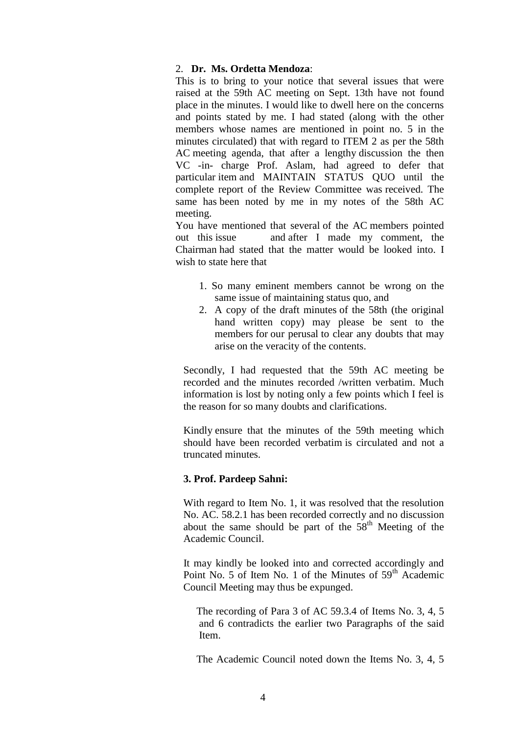2. **Dr. Ms. Ordetta Mendoza**:

This is to bring to your notice that several issues that were raised at the 59th AC meeting on Sept. 13th have not found place in the minutes. I would like to dwell here on the concerns and points stated by me. I had stated (along with the other members whose names are mentioned in point no. 5 in the minutes circulated) that with regard to ITEM 2 as per the 58th AC meeting agenda, that after a lengthy discussion the then VC -in- charge Prof. Aslam, had agreed to defer that particular item and MAINTAIN STATUS QUO until the complete report of the Review Committee was received. The same has been noted by me in my notes of the 58th AC meeting.

You have mentioned that several of the AC members pointed out this issue and after I made my comment, the Chairman had stated that the matter would be looked into. I wish to state here that

1. So many eminent members cannot be wrong on the same issue of maintaining status quo, and
2. A copy of the draft minutes of the 58th (the original hand written copy) may please be sent to the members for our perusal to clear any doubts that may arise on the veracity of the contents.

Secondly, I had requested that the 59th AC meeting be recorded and the minutes recorded /written verbatim. Much information is lost by noting only a few points which I feel is the reason for so many doubts and clarifications.

Kindly ensure that the minutes of the 59th meeting which should have been recorded verbatim is circulated and not a truncated minutes.

**3. Prof. Pardeep Sahni:**

With regard to Item No. 1, it was resolved that the resolution No. AC. 58.2.1 has been recorded correctly and no discussion about the same should be part of the 58th Meeting of the Academic Council.

It may kindly be looked into and corrected accordingly and Point No. 5 of Item No. 1 of the Minutes of 59th Academic Council Meeting may thus be expunged.

The recording of Para 3 of AC 59.3.4 of Items No. 3, 4, 5 and 6 contradicts the earlier two Paragraphs of the said Item.

The Academic Council noted down the Items No. 3, 4, 5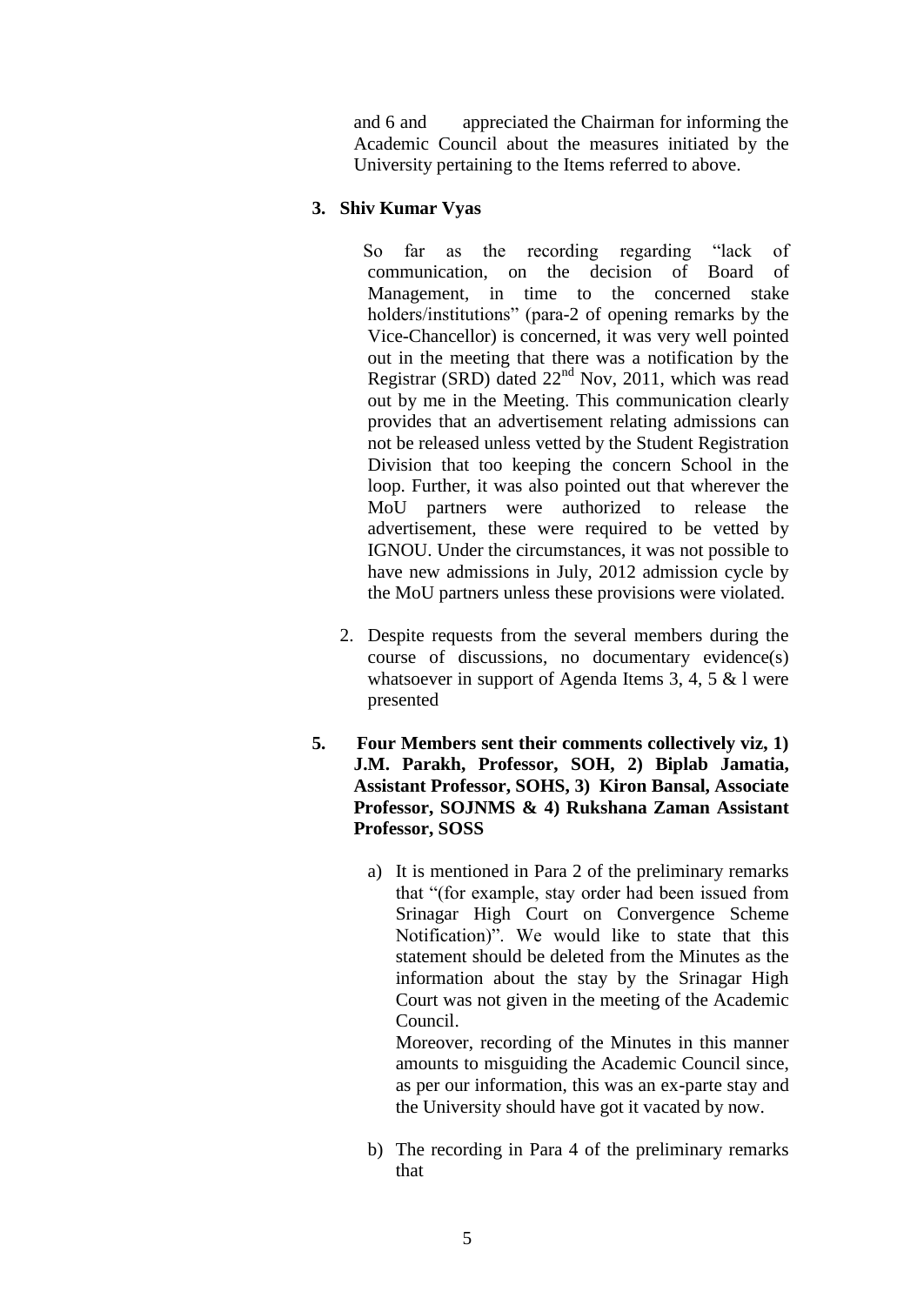and 6 and appreciated the Chairman for informing the Academic Council about the measures initiated by the University pertaining to the Items referred to above.

**3. Shiv Kumar Vyas**

So far as the recording regarding "lack of communication, on the decision of Board of Management, in time to the concerned stake holders/institutions" (para-2 of opening remarks by the Vice-Chancellor) is concerned, it was very well pointed out in the meeting that there was a notification by the Registrar (SRD) dated 22nd Nov, 2011, which was read out by me in the Meeting. This communication clearly provides that an advertisement relating admissions can not be released unless vetted by the Student Registration Division that too keeping the concern School in the loop. Further, it was also pointed out that wherever the MoU partners were authorized to release the advertisement, these were required to be vetted by IGNOU. Under the circumstances, it was not possible to have new admissions in July, 2012 admission cycle by the MoU partners unless these provisions were violated.

2. Despite requests from the several members during the course of discussions, no documentary evidence(s) whatsoever in support of Agenda Items 3, 4, 5 & l were presented

**5. Four Members sent their comments collectively viz, 1) J.M. Parakh, Professor, SOH, 2) Biplab Jamatia, Assistant Professor, SOHS, 3) Kiron Bansal, Associate Professor, SOJNMS & 4) Rukshana Zaman Assistant Professor, SOSS**

a) It is mentioned in Para 2 of the preliminary remarks that "(for example, stay order had been issued from Srinagar High Court on Convergence Scheme Notification)". We would like to state that this statement should be deleted from the Minutes as the information about the stay by the Srinagar High Court was not given in the meeting of the Academic Council.

   Moreover, recording of the Minutes in this manner amounts to misguiding the Academic Council since, as per our information, this was an ex-parte stay and the University should have got it vacated by now.

b) The recording in Para 4 of the preliminary remarks that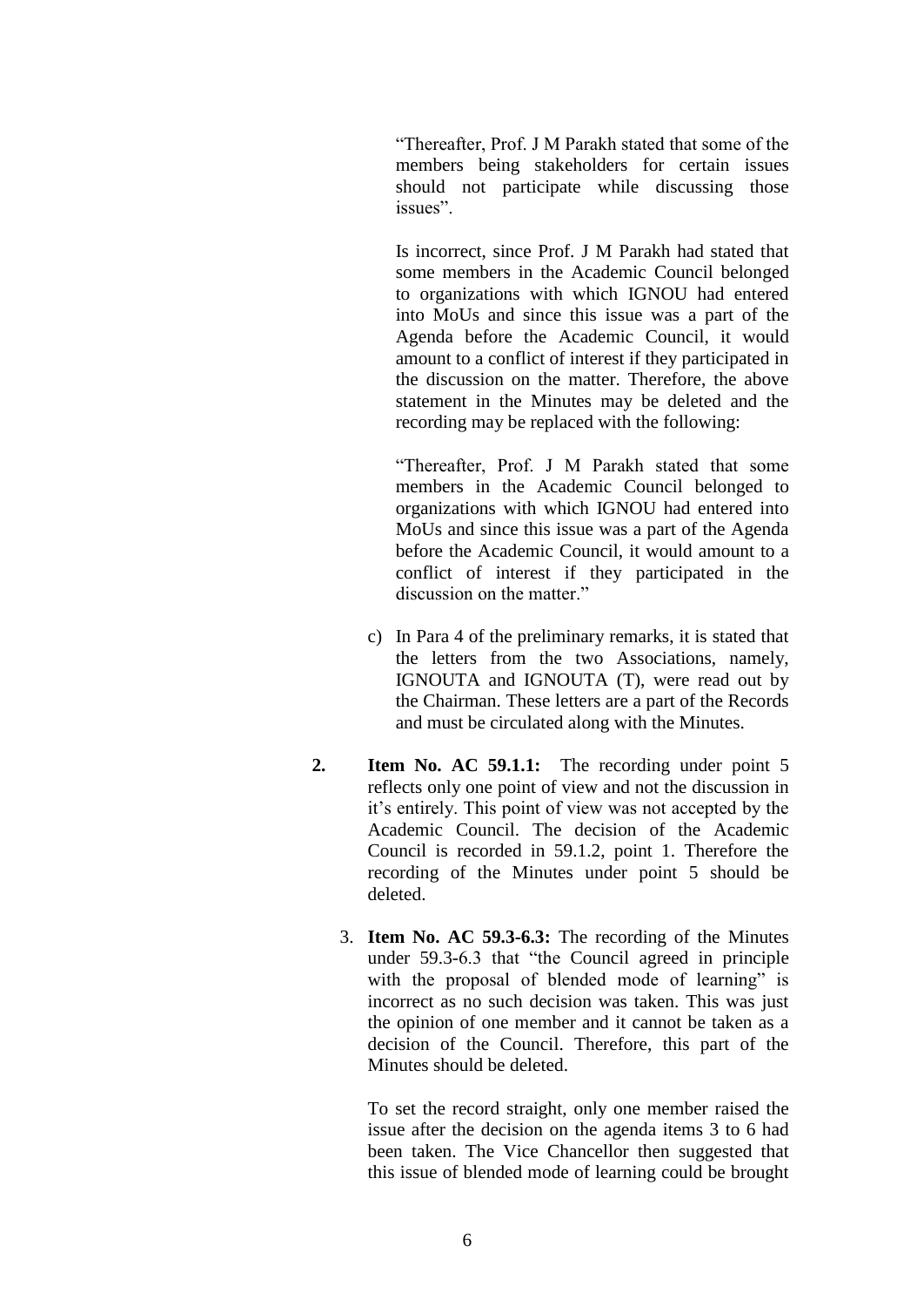"Thereafter, Prof. J M Parakh stated that some of the members being stakeholders for certain issues should not participate while discussing those issues".

Is incorrect, since Prof. J M Parakh had stated that some members in the Academic Council belonged to organizations with which IGNOU had entered into MoUs and since this issue was a part of the Agenda before the Academic Council, it would amount to a conflict of interest if they participated in the discussion on the matter. Therefore, the above statement in the Minutes may be deleted and the recording may be replaced with the following:

"Thereafter, Prof. J M Parakh stated that some members in the Academic Council belonged to organizations with which IGNOU had entered into MoUs and since this issue was a part of the Agenda before the Academic Council, it would amount to a conflict of interest if they participated in the discussion on the matter."

c) In Para 4 of the preliminary remarks, it is stated that the letters from the two Associations, namely, IGNOUTA and IGNOUTA (T), were read out by the Chairman. These letters are a part of the Records and must be circulated along with the Minutes.

**2.** **Item No. AC 59.1.1:** The recording under point 5 reflects only one point of view and not the discussion in it's entirely. This point of view was not accepted by the Academic Council. The decision of the Academic Council is recorded in 59.1.2, point 1. Therefore the recording of the Minutes under point 5 should be deleted.

3. **Item No. AC 59.3-6.3:** The recording of the Minutes under 59.3-6.3 that "the Council agreed in principle with the proposal of blended mode of learning" is incorrect as no such decision was taken. This was just the opinion of one member and it cannot be taken as a decision of the Council. Therefore, this part of the Minutes should be deleted.

To set the record straight, only one member raised the issue after the decision on the agenda items 3 to 6 had been taken. The Vice Chancellor then suggested that this issue of blended mode of learning could be brought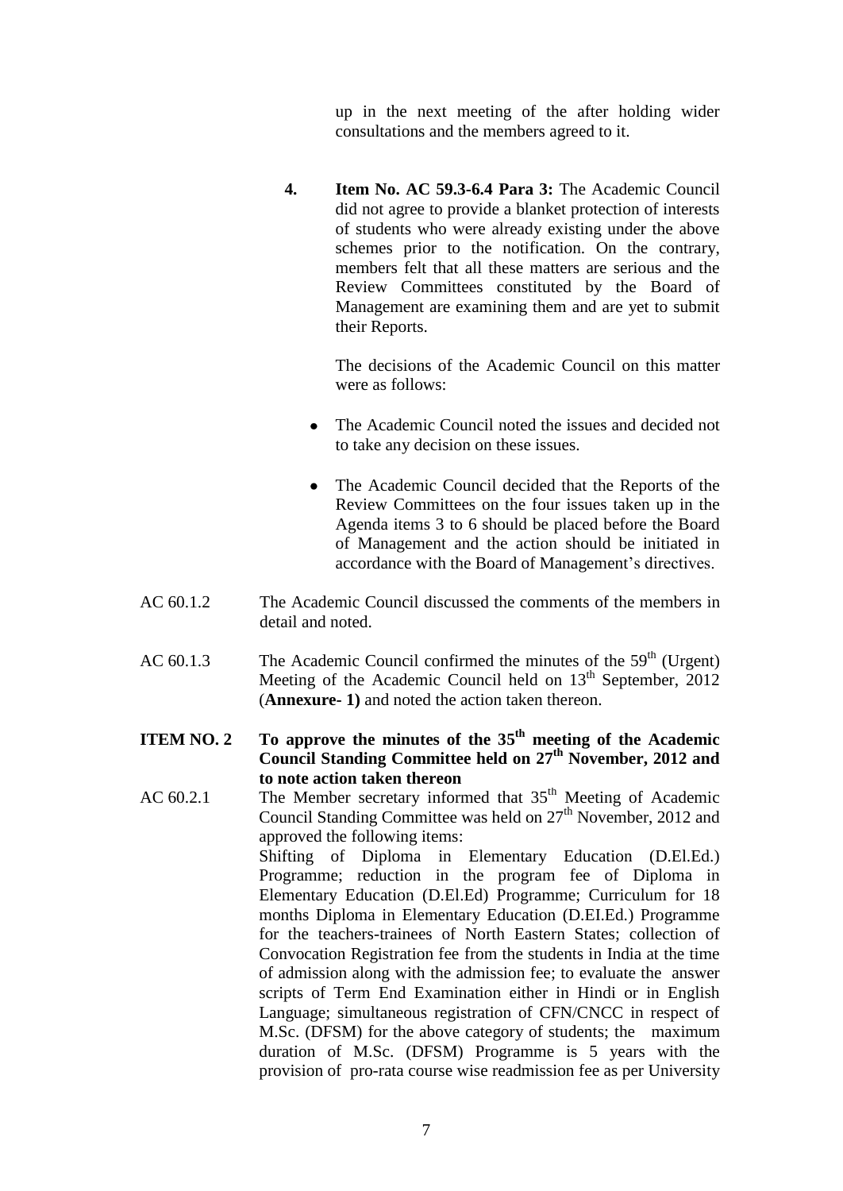up in the next meeting of the after holding wider consultations and the members agreed to it.

**4. Item No. AC 59.3-6.4 Para 3:** The Academic Council did not agree to provide a blanket protection of interests of students who were already existing under the above schemes prior to the notification. On the contrary, members felt that all these matters are serious and the Review Committees constituted by the Board of Management are examining them and are yet to submit their Reports.

The decisions of the Academic Council on this matter were as follows:

- The Academic Council noted the issues and decided not to take any decision on these issues.
- The Academic Council decided that the Reports of the Review Committees on the four issues taken up in the Agenda items 3 to 6 should be placed before the Board of Management and the action should be initiated in accordance with the Board of Management's directives.

AC 60.1.2 The Academic Council discussed the comments of the members in detail and noted.

AC 60.1.3 The Academic Council confirmed the minutes of the 59th (Urgent) Meeting of the Academic Council held on 13th September, 2012 (**Annexure- 1)** and noted the action taken thereon.

**ITEM NO. 2 To approve the minutes of the 35th meeting of the Academic Council Standing Committee held on 27th November, 2012 and to note action taken thereon**

AC 60.2.1 The Member secretary informed that 35th Meeting of Academic Council Standing Committee was held on 27th November, 2012 and approved the following items:
Shifting of Diploma in Elementary Education (D.El.Ed.) Programme; reduction in the program fee of Diploma in Elementary Education (D.El.Ed) Programme; Curriculum for 18 months Diploma in Elementary Education (D.EI.Ed.) Programme for the teachers-trainees of North Eastern States; collection of Convocation Registration fee from the students in India at the time of admission along with the admission fee; to evaluate the answer scripts of Term End Examination either in Hindi or in English Language; simultaneous registration of CFN/CNCC in respect of M.Sc. (DFSM) for the above category of students; the maximum duration of M.Sc. (DFSM) Programme is 5 years with the provision of pro-rata course wise readmission fee as per University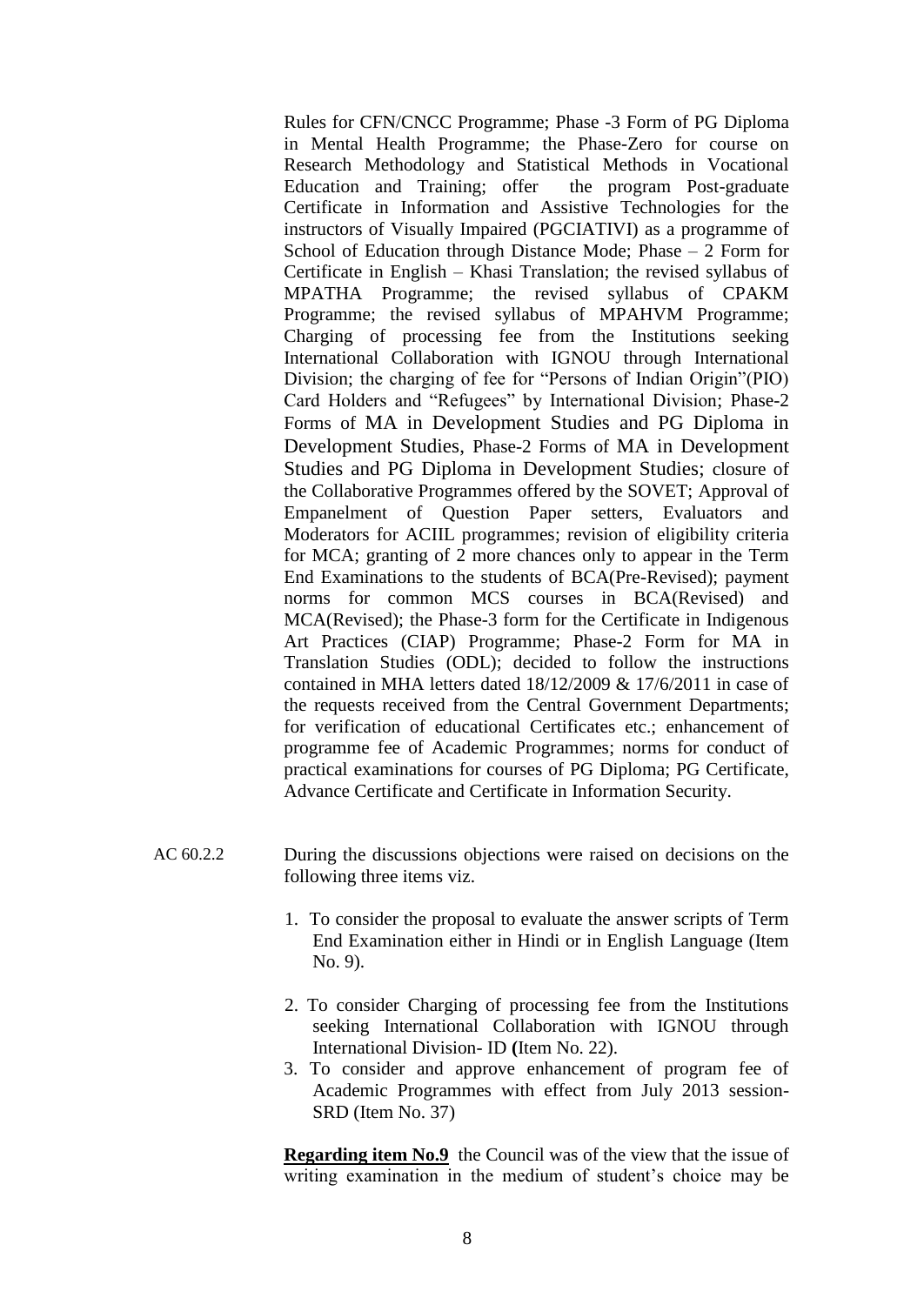Rules for CFN/CNCC Programme; Phase -3 Form of PG Diploma in Mental Health Programme; the Phase-Zero for course on Research Methodology and Statistical Methods in Vocational Education and Training; offer the program Post-graduate Certificate in Information and Assistive Technologies for the instructors of Visually Impaired (PGCIATIVI) as a programme of School of Education through Distance Mode; Phase – 2 Form for Certificate in English – Khasi Translation; the revised syllabus of MPATHA Programme; the revised syllabus of CPAKM Programme; the revised syllabus of MPAHVM Programme; Charging of processing fee from the Institutions seeking International Collaboration with IGNOU through International Division; the charging of fee for "Persons of Indian Origin"(PIO) Card Holders and "Refugees" by International Division; Phase-2 Forms of MA in Development Studies and PG Diploma in Development Studies, Phase-2 Forms of MA in Development Studies and PG Diploma in Development Studies; closure of the Collaborative Programmes offered by the SOVET; Approval of Empanelment of Question Paper setters, Evaluators and Moderators for ACIIL programmes; revision of eligibility criteria for MCA; granting of 2 more chances only to appear in the Term End Examinations to the students of BCA(Pre-Revised); payment norms for common MCS courses in BCA(Revised) and MCA(Revised); the Phase-3 form for the Certificate in Indigenous Art Practices (CIAP) Programme; Phase-2 Form for MA in Translation Studies (ODL); decided to follow the instructions contained in MHA letters dated 18/12/2009 & 17/6/2011 in case of the requests received from the Central Government Departments; for verification of educational Certificates etc.; enhancement of programme fee of Academic Programmes; norms for conduct of practical examinations for courses of PG Diploma; PG Certificate, Advance Certificate and Certificate in Information Security.

AC 60.2.2 During the discussions objections were raised on decisions on the following three items viz.

1. To consider the proposal to evaluate the answer scripts of Term End Examination either in Hindi or in English Language (Item No. 9).

2. To consider Charging of processing fee from the Institutions seeking International Collaboration with IGNOU through International Division- ID **(**Item No. 22).

3. To consider and approve enhancement of program fee of Academic Programmes with effect from July 2013 session-SRD (Item No. 37)

**Regarding item No.9** the Council was of the view that the issue of writing examination in the medium of student's choice may be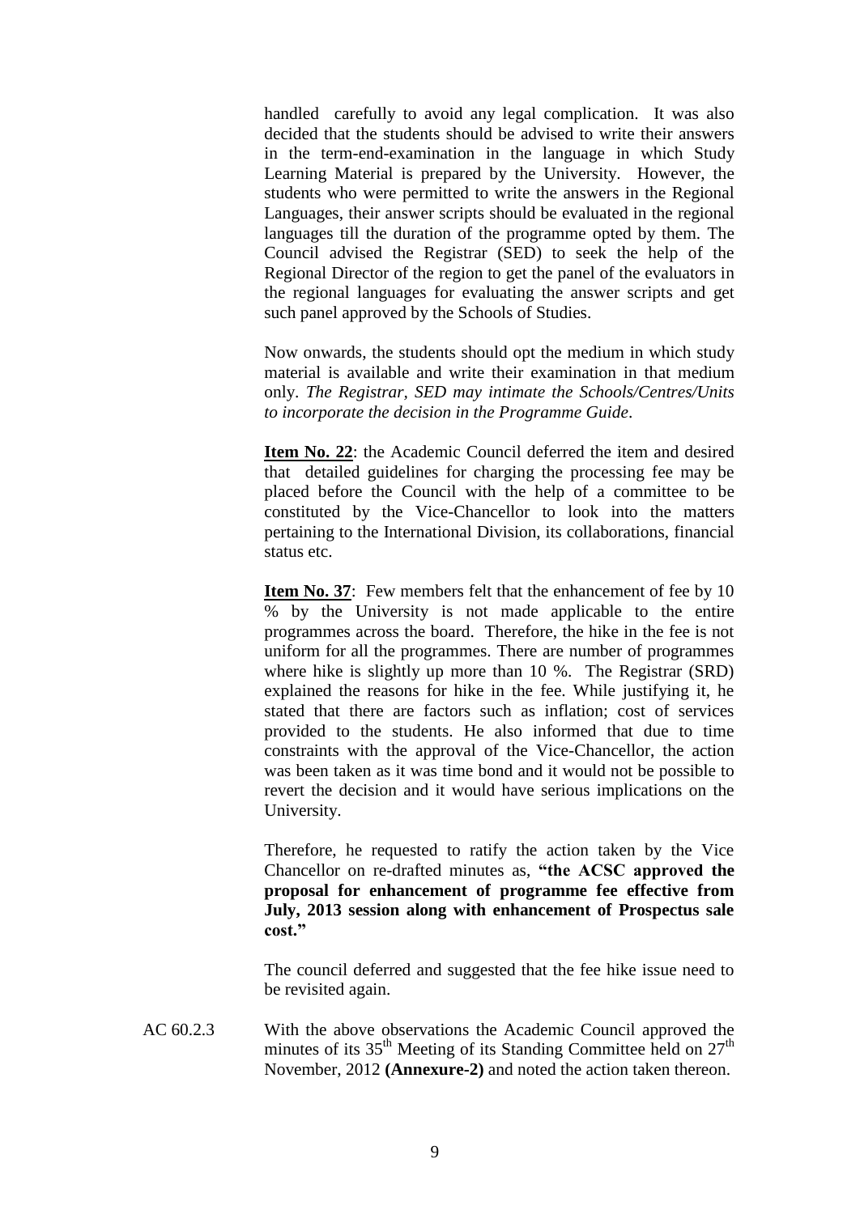handled carefully to avoid any legal complication. It was also decided that the students should be advised to write their answers in the term-end-examination in the language in which Study Learning Material is prepared by the University. However, the students who were permitted to write the answers in the Regional Languages, their answer scripts should be evaluated in the regional languages till the duration of the programme opted by them. The Council advised the Registrar (SED) to seek the help of the Regional Director of the region to get the panel of the evaluators in the regional languages for evaluating the answer scripts and get such panel approved by the Schools of Studies.

Now onwards, the students should opt the medium in which study material is available and write their examination in that medium only. *The Registrar, SED may intimate the Schools/Centres/Units to incorporate the decision in the Programme Guide.*

**Item No. 22**: the Academic Council deferred the item and desired that detailed guidelines for charging the processing fee may be placed before the Council with the help of a committee to be constituted by the Vice-Chancellor to look into the matters pertaining to the International Division, its collaborations, financial status etc.

**Item No. 37**: Few members felt that the enhancement of fee by 10 % by the University is not made applicable to the entire programmes across the board. Therefore, the hike in the fee is not uniform for all the programmes. There are number of programmes where hike is slightly up more than 10 %. The Registrar (SRD) explained the reasons for hike in the fee. While justifying it, he stated that there are factors such as inflation; cost of services provided to the students. He also informed that due to time constraints with the approval of the Vice-Chancellor, the action was been taken as it was time bond and it would not be possible to revert the decision and it would have serious implications on the University.

Therefore, he requested to ratify the action taken by the Vice Chancellor on re-drafted minutes as, **"the ACSC approved the proposal for enhancement of programme fee effective from July, 2013 session along with enhancement of Prospectus sale cost."**

The council deferred and suggested that the fee hike issue need to be revisited again.

AC 60.2.3 With the above observations the Academic Council approved the minutes of its 35th Meeting of its Standing Committee held on 27th November, 2012 **(Annexure-2)** and noted the action taken thereon.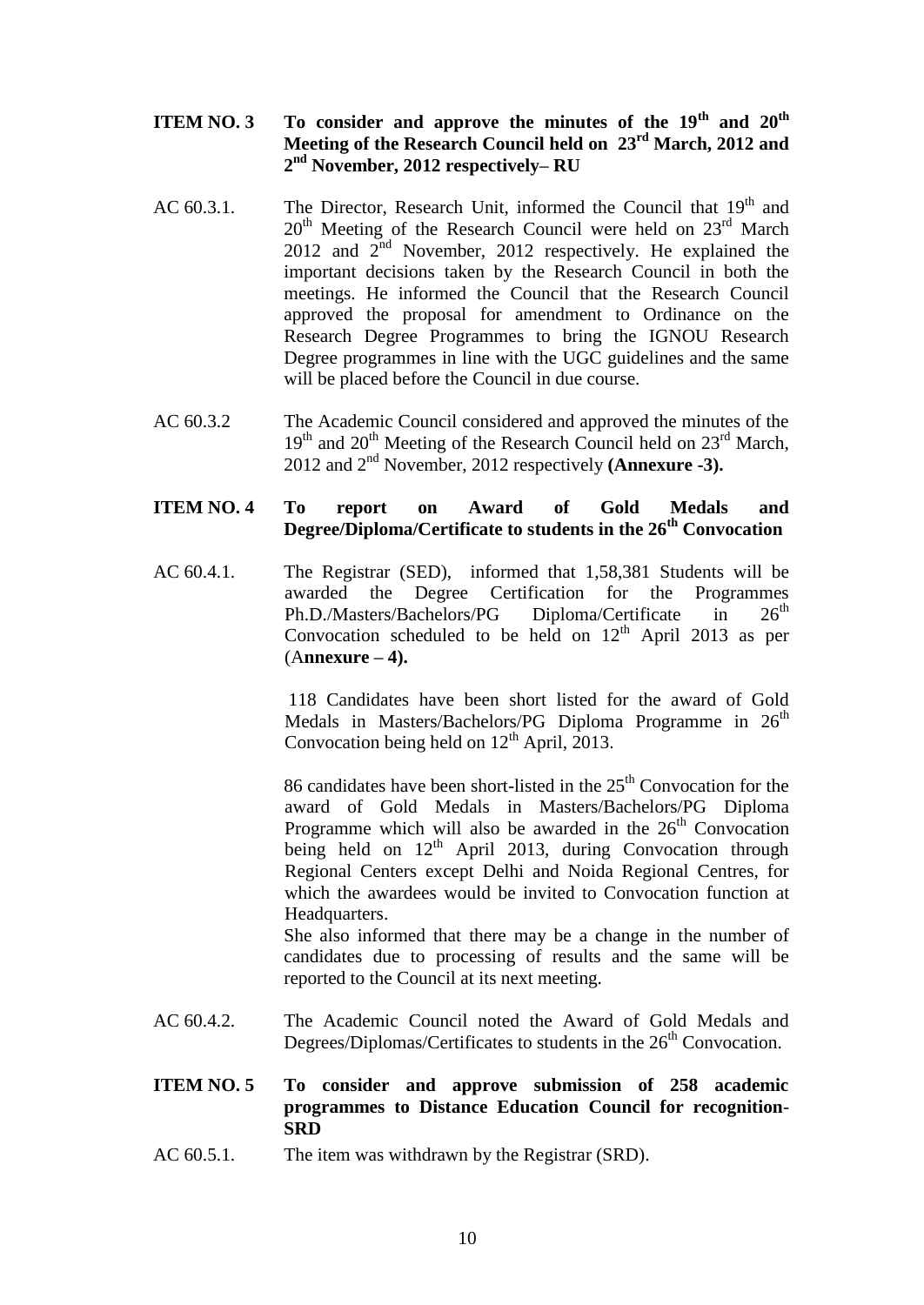**ITEM NO. 3 To consider and approve the minutes of the 19th and 20th Meeting of the Research Council held on 23rd March, 2012 and 2nd November, 2012 respectively– RU**

AC 60.3.1. The Director, Research Unit, informed the Council that 19th and 20th Meeting of the Research Council were held on 23rd March 2012 and 2nd November, 2012 respectively. He explained the important decisions taken by the Research Council in both the meetings. He informed the Council that the Research Council approved the proposal for amendment to Ordinance on the Research Degree Programmes to bring the IGNOU Research Degree programmes in line with the UGC guidelines and the same will be placed before the Council in due course.

AC 60.3.2 The Academic Council considered and approved the minutes of the 19th and 20th Meeting of the Research Council held on 23rd March, 2012 and 2nd November, 2012 respectively **(Annexure -3).**

**ITEM NO. 4 To report on Award of Gold Medals and Degree/Diploma/Certificate to students in the 26th Convocation**

AC 60.4.1. The Registrar (SED), informed that 1,58,381 Students will be awarded the Degree Certification for the Programmes Ph.D./Masters/Bachelors/PG Diploma/Certificate in 26th Convocation scheduled to be held on 12th April 2013 as per (A**nnexure – 4).**

118 Candidates have been short listed for the award of Gold Medals in Masters/Bachelors/PG Diploma Programme in 26th Convocation being held on 12th April, 2013.

86 candidates have been short-listed in the 25th Convocation for the award of Gold Medals in Masters/Bachelors/PG Diploma Programme which will also be awarded in the 26th Convocation being held on 12th April 2013, during Convocation through Regional Centers except Delhi and Noida Regional Centres, for which the awardees would be invited to Convocation function at Headquarters.

She also informed that there may be a change in the number of candidates due to processing of results and the same will be reported to the Council at its next meeting.

AC 60.4.2. The Academic Council noted the Award of Gold Medals and Degrees/Diplomas/Certificates to students in the 26th Convocation.

**ITEM NO. 5 To consider and approve submission of 258 academic programmes to Distance Education Council for recognition-SRD**

AC 60.5.1. The item was withdrawn by the Registrar (SRD).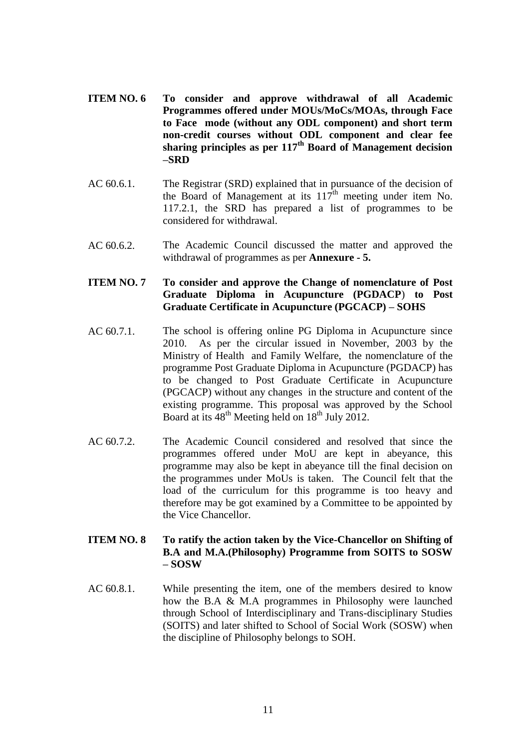**ITEM NO. 6 To consider and approve withdrawal of all Academic Programmes offered under MOUs/MoCs/MOAs, through Face to Face mode (without any ODL component) and short term non-credit courses without ODL component and clear fee sharing principles as per 117th Board of Management decision –SRD**

AC 60.6.1. The Registrar (SRD) explained that in pursuance of the decision of the Board of Management at its 117th meeting under item No. 117.2.1, the SRD has prepared a list of programmes to be considered for withdrawal.

AC 60.6.2. The Academic Council discussed the matter and approved the withdrawal of programmes as per **Annexure - 5.**

**ITEM NO. 7 To consider and approve the Change of nomenclature of Post Graduate Diploma in Acupuncture (PGDACP) to Post Graduate Certificate in Acupuncture (PGCACP) – SOHS**

AC 60.7.1. The school is offering online PG Diploma in Acupuncture since 2010. As per the circular issued in November, 2003 by the Ministry of Health and Family Welfare, the nomenclature of the programme Post Graduate Diploma in Acupuncture (PGDACP) has to be changed to Post Graduate Certificate in Acupuncture (PGCACP) without any changes in the structure and content of the existing programme. This proposal was approved by the School Board at its 48th Meeting held on 18th July 2012.

AC 60.7.2. The Academic Council considered and resolved that since the programmes offered under MoU are kept in abeyance, this programme may also be kept in abeyance till the final decision on the programmes under MoUs is taken. The Council felt that the load of the curriculum for this programme is too heavy and therefore may be got examined by a Committee to be appointed by the Vice Chancellor.

**ITEM NO. 8 To ratify the action taken by the Vice-Chancellor on Shifting of B.A and M.A.(Philosophy) Programme from SOITS to SOSW – SOSW**

AC 60.8.1. While presenting the item, one of the members desired to know how the B.A & M.A programmes in Philosophy were launched through School of Interdisciplinary and Trans-disciplinary Studies (SOITS) and later shifted to School of Social Work (SOSW) when the discipline of Philosophy belongs to SOH.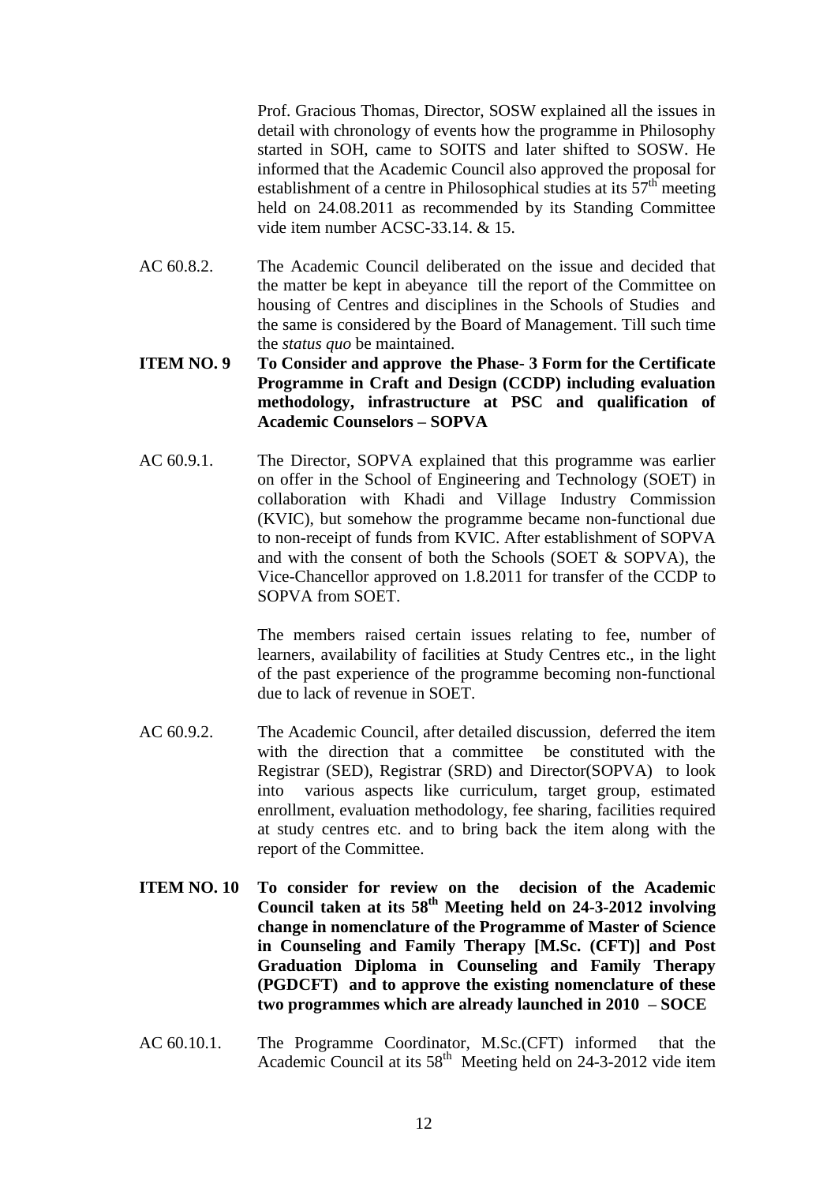Prof. Gracious Thomas, Director, SOSW explained all the issues in detail with chronology of events how the programme in Philosophy started in SOH, came to SOITS and later shifted to SOSW. He informed that the Academic Council also approved the proposal for establishment of a centre in Philosophical studies at its 57th meeting held on 24.08.2011 as recommended by its Standing Committee vide item number ACSC-33.14. & 15.

AC 60.8.2. The Academic Council deliberated on the issue and decided that the matter be kept in abeyance till the report of the Committee on housing of Centres and disciplines in the Schools of Studies and the same is considered by the Board of Management. Till such time the *status quo* be maintained.

**ITEM NO. 9 To Consider and approve the Phase- 3 Form for the Certificate Programme in Craft and Design (CCDP) including evaluation methodology, infrastructure at PSC and qualification of Academic Counselors – SOPVA**

AC 60.9.1. The Director, SOPVA explained that this programme was earlier on offer in the School of Engineering and Technology (SOET) in collaboration with Khadi and Village Industry Commission (KVIC), but somehow the programme became non-functional due to non-receipt of funds from KVIC. After establishment of SOPVA and with the consent of both the Schools (SOET & SOPVA), the Vice-Chancellor approved on 1.8.2011 for transfer of the CCDP to SOPVA from SOET.

The members raised certain issues relating to fee, number of learners, availability of facilities at Study Centres etc., in the light of the past experience of the programme becoming non-functional due to lack of revenue in SOET.

AC 60.9.2. The Academic Council, after detailed discussion, deferred the item with the direction that a committee be constituted with the Registrar (SED), Registrar (SRD) and Director(SOPVA) to look into various aspects like curriculum, target group, estimated enrollment, evaluation methodology, fee sharing, facilities required at study centres etc. and to bring back the item along with the report of the Committee.

**ITEM NO. 10 To consider for review on the decision of the Academic Council taken at its 58th Meeting held on 24-3-2012 involving change in nomenclature of the Programme of Master of Science in Counseling and Family Therapy [M.Sc. (CFT)] and Post Graduation Diploma in Counseling and Family Therapy (PGDCFT) and to approve the existing nomenclature of these two programmes which are already launched in 2010 – SOCE**

AC 60.10.1. The Programme Coordinator, M.Sc.(CFT) informed that the Academic Council at its 58th Meeting held on 24-3-2012 vide item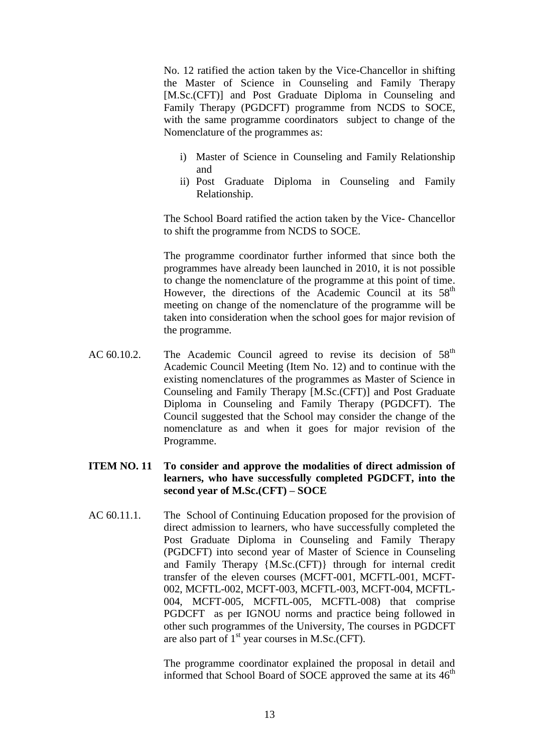No. 12 ratified the action taken by the Vice-Chancellor in shifting the Master of Science in Counseling and Family Therapy [M.Sc.(CFT)] and Post Graduate Diploma in Counseling and Family Therapy (PGDCFT) programme from NCDS to SOCE, with the same programme coordinators subject to change of the Nomenclature of the programmes as:

i) Master of Science in Counseling and Family Relationship and
ii) Post Graduate Diploma in Counseling and Family Relationship.

The School Board ratified the action taken by the Vice- Chancellor to shift the programme from NCDS to SOCE.

The programme coordinator further informed that since both the programmes have already been launched in 2010, it is not possible to change the nomenclature of the programme at this point of time. However, the directions of the Academic Council at its 58th meeting on change of the nomenclature of the programme will be taken into consideration when the school goes for major revision of the programme.

AC 60.10.2. The Academic Council agreed to revise its decision of 58th Academic Council Meeting (Item No. 12) and to continue with the existing nomenclatures of the programmes as Master of Science in Counseling and Family Therapy [M.Sc.(CFT)] and Post Graduate Diploma in Counseling and Family Therapy (PGDCFT). The Council suggested that the School may consider the change of the nomenclature as and when it goes for major revision of the Programme.

**ITEM NO. 11 To consider and approve the modalities of direct admission of learners, who have successfully completed PGDCFT, into the second year of M.Sc.(CFT) – SOCE**

AC 60.11.1. The School of Continuing Education proposed for the provision of direct admission to learners, who have successfully completed the Post Graduate Diploma in Counseling and Family Therapy (PGDCFT) into second year of Master of Science in Counseling and Family Therapy {M.Sc.(CFT)} through for internal credit transfer of the eleven courses (MCFT-001, MCFTL-001, MCFT-002, MCFTL-002, MCFT-003, MCFTL-003, MCFT-004, MCFTL-004, MCFT-005, MCFTL-005, MCFTL-008) that comprise PGDCFT as per IGNOU norms and practice being followed in other such programmes of the University, The courses in PGDCFT are also part of 1st year courses in M.Sc.(CFT).

The programme coordinator explained the proposal in detail and informed that School Board of SOCE approved the same at its 46th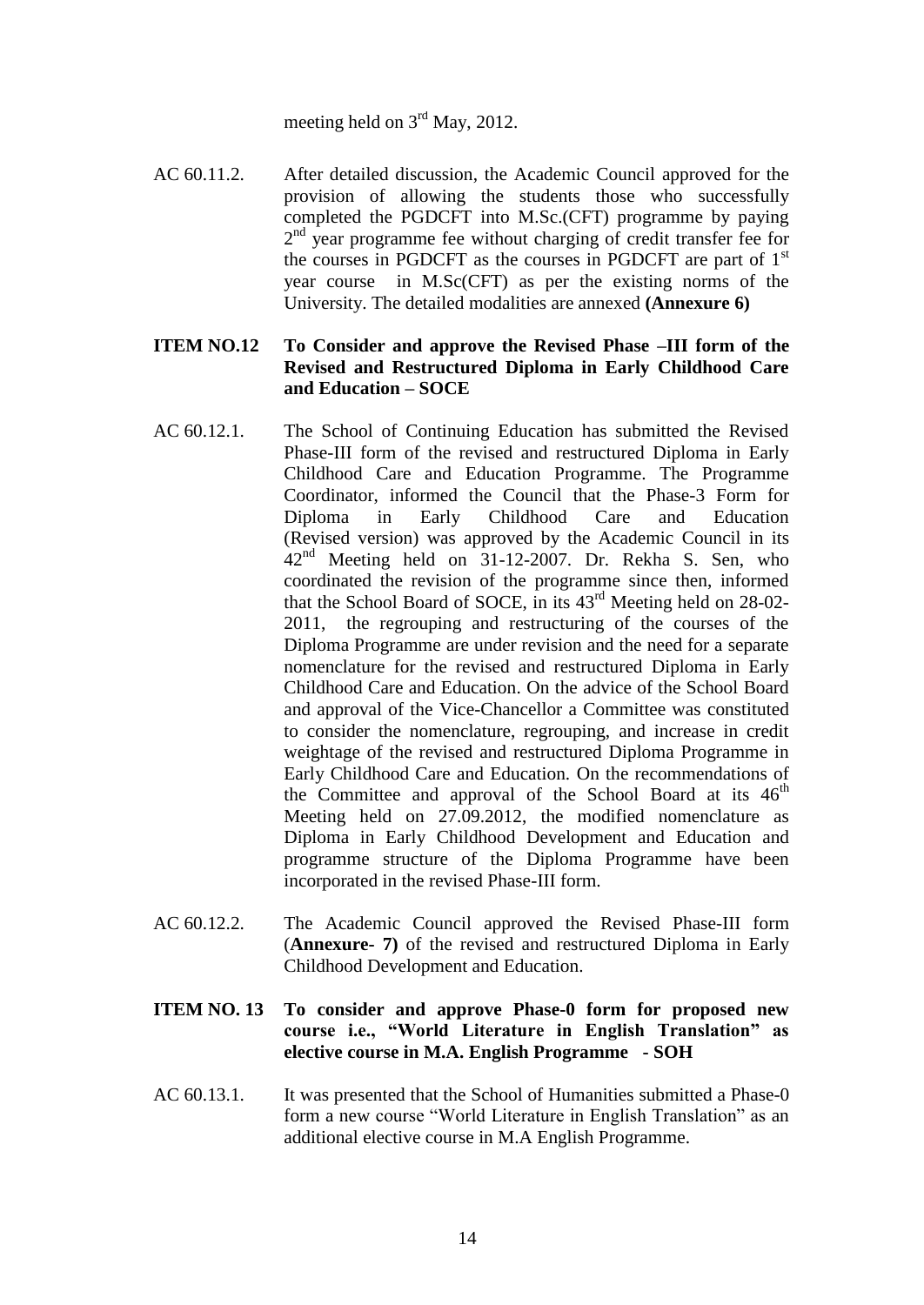meeting held on 3rd May, 2012.

AC 60.11.2. After detailed discussion, the Academic Council approved for the provision of allowing the students those who successfully completed the PGDCFT into M.Sc.(CFT) programme by paying 2nd year programme fee without charging of credit transfer fee for the courses in PGDCFT as the courses in PGDCFT are part of 1st year course in M.Sc(CFT) as per the existing norms of the University. The detailed modalities are annexed **(Annexure 6)**

**ITEM NO.12 To Consider and approve the Revised Phase –III form of the Revised and Restructured Diploma in Early Childhood Care and Education – SOCE**

AC 60.12.1. The School of Continuing Education has submitted the Revised Phase-III form of the revised and restructured Diploma in Early Childhood Care and Education Programme. The Programme Coordinator, informed the Council that the Phase-3 Form for Diploma in Early Childhood Care and Education (Revised version) was approved by the Academic Council in its 42nd Meeting held on 31-12-2007. Dr. Rekha S. Sen, who coordinated the revision of the programme since then, informed that the School Board of SOCE, in its 43rd Meeting held on 28-02-2011, the regrouping and restructuring of the courses of the Diploma Programme are under revision and the need for a separate nomenclature for the revised and restructured Diploma in Early Childhood Care and Education. On the advice of the School Board and approval of the Vice-Chancellor a Committee was constituted to consider the nomenclature, regrouping, and increase in credit weightage of the revised and restructured Diploma Programme in Early Childhood Care and Education. On the recommendations of the Committee and approval of the School Board at its 46th Meeting held on 27.09.2012, the modified nomenclature as Diploma in Early Childhood Development and Education and programme structure of the Diploma Programme have been incorporated in the revised Phase-III form.

AC 60.12.2. The Academic Council approved the Revised Phase-III form (**Annexure- 7)** of the revised and restructured Diploma in Early Childhood Development and Education.

**ITEM NO. 13 To consider and approve Phase-0 form for proposed new course i.e., "World Literature in English Translation" as elective course in M.A. English Programme - SOH**

AC 60.13.1. It was presented that the School of Humanities submitted a Phase-0 form a new course "World Literature in English Translation" as an additional elective course in M.A English Programme.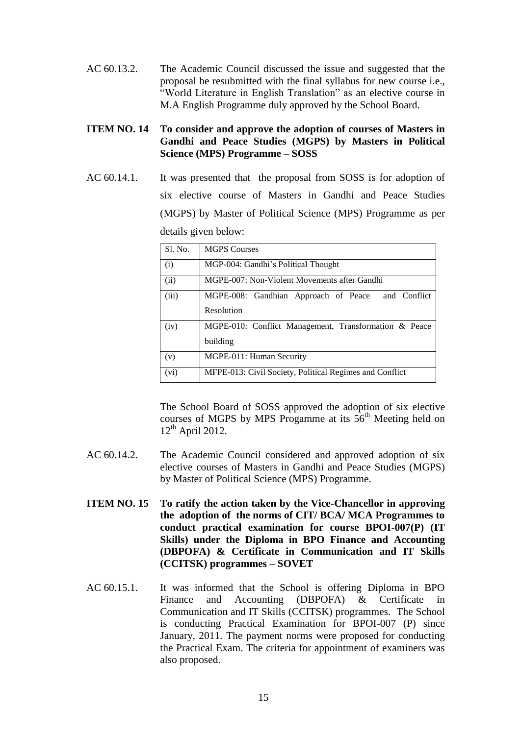AC 60.13.2. The Academic Council discussed the issue and suggested that the proposal be resubmitted with the final syllabus for new course i.e., "World Literature in English Translation" as an elective course in M.A English Programme duly approved by the School Board.

**ITEM NO. 14 To consider and approve the adoption of courses of Masters in Gandhi and Peace Studies (MGPS) by Masters in Political Science (MPS) Programme – SOSS**

AC 60.14.1. It was presented that the proposal from SOSS is for adoption of six elective course of Masters in Gandhi and Peace Studies (MGPS) by Master of Political Science (MPS) Programme as per details given below:

| Sl. No. | MGPS Courses |
|---|---|
| (i) | MGP-004: Gandhi's Political Thought |
| (ii) | MGPE-007: Non-Violent Movements after Gandhi |
| (iii) | MGPE-008: Gandhian Approach of Peace and Conflict Resolution |
| (iv) | MGPE-010: Conflict Management, Transformation & Peace building |
| (v) | MGPE-011: Human Security |
| (vi) | MFPE-013: Civil Society, Political Regimes and Conflict |

The School Board of SOSS approved the adoption of six elective courses of MGPS by MPS Progamme at its 56th Meeting held on 12th April 2012.

AC 60.14.2. The Academic Council considered and approved adoption of six elective courses of Masters in Gandhi and Peace Studies (MGPS) by Master of Political Science (MPS) Programme.

**ITEM NO. 15 To ratify the action taken by the Vice-Chancellor in approving the adoption of the norms of CIT/ BCA/ MCA Programmes to conduct practical examination for course BPOI-007(P) (IT Skills) under the Diploma in BPO Finance and Accounting (DBPOFA) & Certificate in Communication and IT Skills (CCITSK) programmes – SOVET**

AC 60.15.1. It was informed that the School is offering Diploma in BPO Finance and Accounting (DBPOFA) & Certificate in Communication and IT Skills (CCITSK) programmes. The School is conducting Practical Examination for BPOI-007 (P) since January, 2011. The payment norms were proposed for conducting the Practical Exam. The criteria for appointment of examiners was also proposed.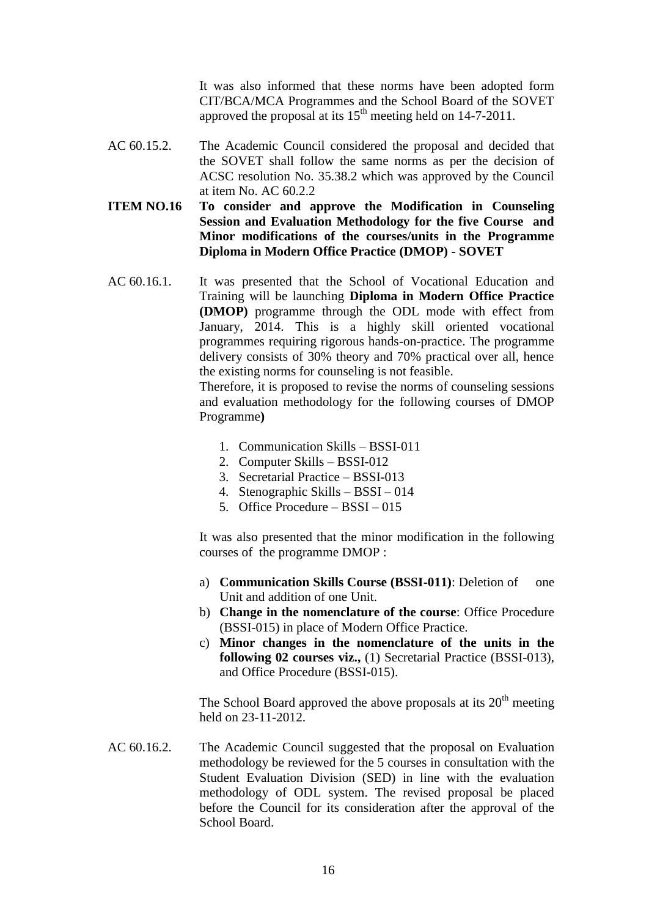It was also informed that these norms have been adopted form CIT/BCA/MCA Programmes and the School Board of the SOVET approved the proposal at its 15th meeting held on 14-7-2011.

AC 60.15.2. The Academic Council considered the proposal and decided that the SOVET shall follow the same norms as per the decision of ACSC resolution No. 35.38.2 which was approved by the Council at item No. AC 60.2.2

**ITEM NO.16 To consider and approve the Modification in Counseling Session and Evaluation Methodology for the five Course and Minor modifications of the courses/units in the Programme Diploma in Modern Office Practice (DMOP) - SOVET**

AC 60.16.1. It was presented that the School of Vocational Education and Training will be launching **Diploma in Modern Office Practice (DMOP)** programme through the ODL mode with effect from January, 2014. This is a highly skill oriented vocational programmes requiring rigorous hands-on-practice. The programme delivery consists of 30% theory and 70% practical over all, hence the existing norms for counseling is not feasible.

Therefore, it is proposed to revise the norms of counseling sessions and evaluation methodology for the following courses of DMOP Programme**)**

1. Communication Skills – BSSI-011
2. Computer Skills – BSSI-012
3. Secretarial Practice – BSSI-013
4. Stenographic Skills – BSSI – 014
5. Office Procedure – BSSI – 015

It was also presented that the minor modification in the following courses of the programme DMOP :

a) **Communication Skills Course (BSSI-011)**: Deletion of one Unit and addition of one Unit.
b) **Change in the nomenclature of the course**: Office Procedure (BSSI-015) in place of Modern Office Practice.
c) **Minor changes in the nomenclature of the units in the following 02 courses viz.,** (1) Secretarial Practice (BSSI-013), and Office Procedure (BSSI-015).

The School Board approved the above proposals at its 20th meeting held on 23-11-2012.

AC 60.16.2. The Academic Council suggested that the proposal on Evaluation methodology be reviewed for the 5 courses in consultation with the Student Evaluation Division (SED) in line with the evaluation methodology of ODL system. The revised proposal be placed before the Council for its consideration after the approval of the School Board.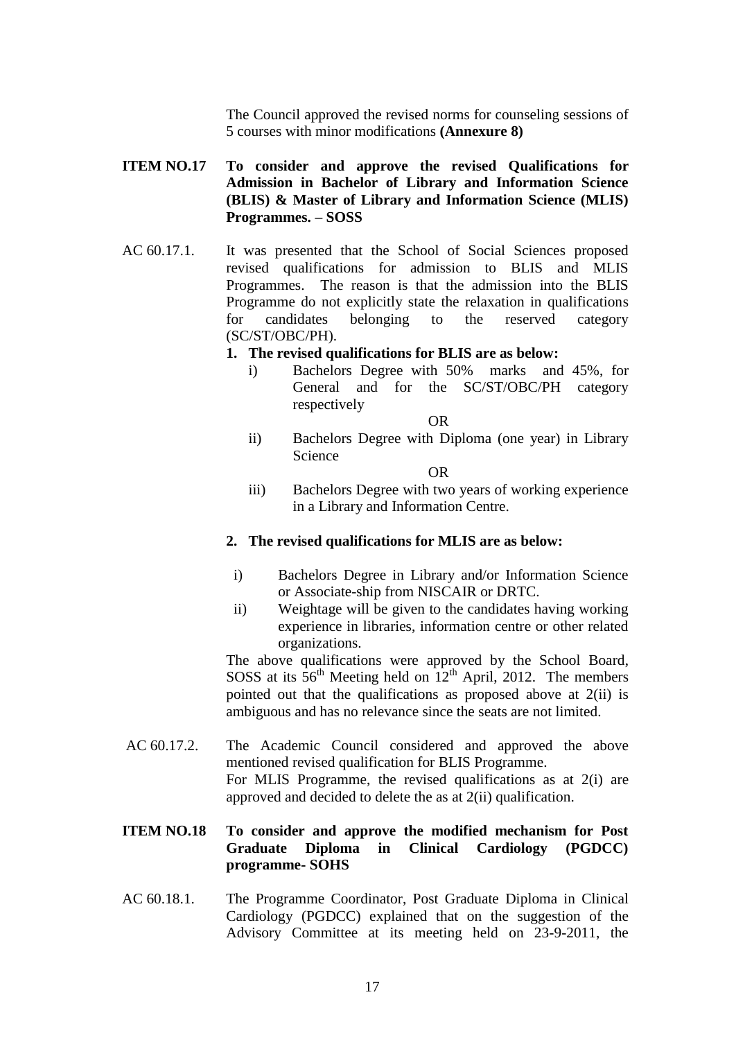The Council approved the revised norms for counseling sessions of 5 courses with minor modifications **(Annexure 8)**

**ITEM NO.17 To consider and approve the revised Qualifications for Admission in Bachelor of Library and Information Science (BLIS) & Master of Library and Information Science (MLIS) Programmes. – SOSS**

AC 60.17.1. It was presented that the School of Social Sciences proposed revised qualifications for admission to BLIS and MLIS Programmes. The reason is that the admission into the BLIS Programme do not explicitly state the relaxation in qualifications for candidates belonging to the reserved category (SC/ST/OBC/PH).

**1. The revised qualifications for BLIS are as below:**

i) Bachelors Degree with 50% marks and 45%, for General and for the SC/ST/OBC/PH category respectively

OR

ii) Bachelors Degree with Diploma (one year) in Library Science

OR

iii) Bachelors Degree with two years of working experience in a Library and Information Centre.

**2. The revised qualifications for MLIS are as below:**

i) Bachelors Degree in Library and/or Information Science or Associate-ship from NISCAIR or DRTC.

ii) Weightage will be given to the candidates having working experience in libraries, information centre or other related organizations.

The above qualifications were approved by the School Board, SOSS at its 56th Meeting held on 12th April, 2012. The members pointed out that the qualifications as proposed above at 2(ii) is ambiguous and has no relevance since the seats are not limited.

AC 60.17.2. The Academic Council considered and approved the above mentioned revised qualification for BLIS Programme.
For MLIS Programme, the revised qualifications as at 2(i) are approved and decided to delete the as at 2(ii) qualification.

**ITEM NO.18 To consider and approve the modified mechanism for Post Graduate Diploma in Clinical Cardiology (PGDCC) programme- SOHS**

AC 60.18.1. The Programme Coordinator, Post Graduate Diploma in Clinical Cardiology (PGDCC) explained that on the suggestion of the Advisory Committee at its meeting held on 23-9-2011, the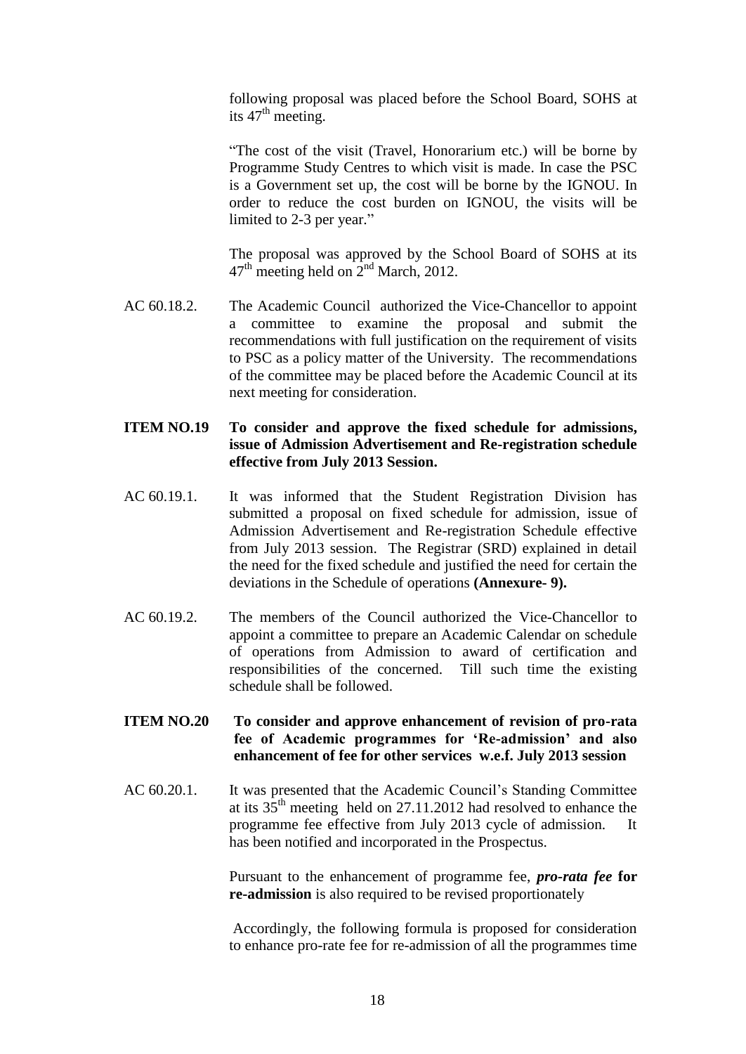following proposal was placed before the School Board, SOHS at its 47th meeting.

"The cost of the visit (Travel, Honorarium etc.) will be borne by Programme Study Centres to which visit is made. In case the PSC is a Government set up, the cost will be borne by the IGNOU. In order to reduce the cost burden on IGNOU, the visits will be limited to 2-3 per year."

The proposal was approved by the School Board of SOHS at its 47th meeting held on 2nd March, 2012.

AC 60.18.2. The Academic Council authorized the Vice-Chancellor to appoint a committee to examine the proposal and submit the recommendations with full justification on the requirement of visits to PSC as a policy matter of the University. The recommendations of the committee may be placed before the Academic Council at its next meeting for consideration.

**ITEM NO.19 To consider and approve the fixed schedule for admissions, issue of Admission Advertisement and Re-registration schedule effective from July 2013 Session.**

AC 60.19.1. It was informed that the Student Registration Division has submitted a proposal on fixed schedule for admission, issue of Admission Advertisement and Re-registration Schedule effective from July 2013 session. The Registrar (SRD) explained in detail the need for the fixed schedule and justified the need for certain the deviations in the Schedule of operations **(Annexure- 9).**

AC 60.19.2. The members of the Council authorized the Vice-Chancellor to appoint a committee to prepare an Academic Calendar on schedule of operations from Admission to award of certification and responsibilities of the concerned. Till such time the existing schedule shall be followed.

**ITEM NO.20 To consider and approve enhancement of revision of pro-rata fee of Academic programmes for 'Re-admission' and also enhancement of fee for other services w.e.f. July 2013 session**

AC 60.20.1. It was presented that the Academic Council's Standing Committee at its 35th meeting held on 27.11.2012 had resolved to enhance the programme fee effective from July 2013 cycle of admission. It has been notified and incorporated in the Prospectus.

Pursuant to the enhancement of programme fee, ***pro-rata fee*** **for re-admission** is also required to be revised proportionately

Accordingly, the following formula is proposed for consideration to enhance pro-rate fee for re-admission of all the programmes time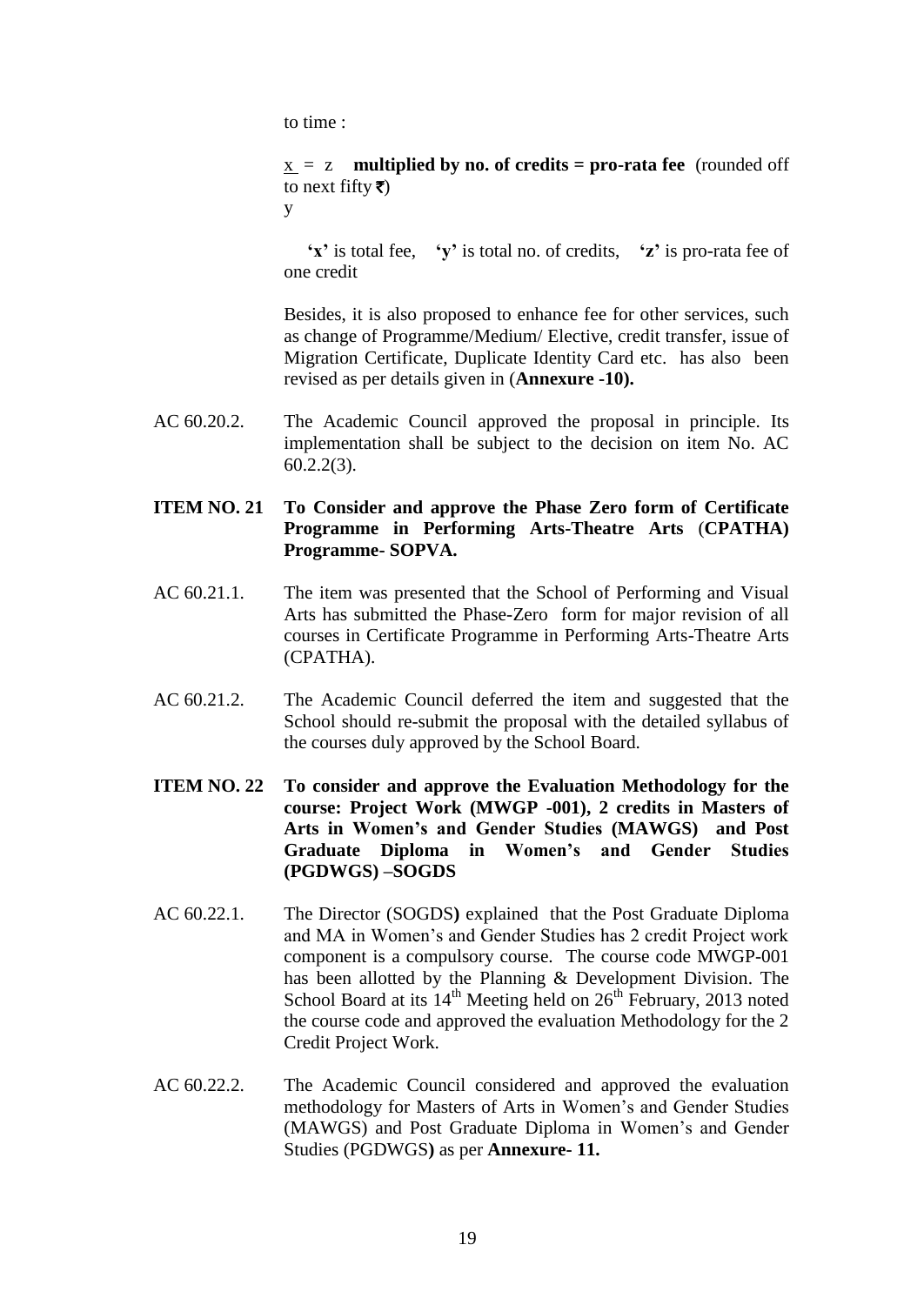to time :

$\frac{x}{y} = z$ **multiplied by no. of credits = pro-rata fee** (rounded off to next fifty ₹)

**'x'** is total fee, **'y'** is total no. of credits, **'z'** is pro-rata fee of one credit

Besides, it is also proposed to enhance fee for other services, such as change of Programme/Medium/ Elective, credit transfer, issue of Migration Certificate, Duplicate Identity Card etc. has also been revised as per details given in (**Annexure -10).**

AC 60.20.2. The Academic Council approved the proposal in principle. Its implementation shall be subject to the decision on item No. AC 60.2.2(3).

**ITEM NO. 21 To Consider and approve the Phase Zero form of Certificate Programme in Performing Arts-Theatre Arts (CPATHA) Programme- SOPVA.**

AC 60.21.1. The item was presented that the School of Performing and Visual Arts has submitted the Phase-Zero form for major revision of all courses in Certificate Programme in Performing Arts-Theatre Arts (CPATHA).

AC 60.21.2. The Academic Council deferred the item and suggested that the School should re-submit the proposal with the detailed syllabus of the courses duly approved by the School Board.

**ITEM NO. 22 To consider and approve the Evaluation Methodology for the course: Project Work (MWGP -001), 2 credits in Masters of Arts in Women's and Gender Studies (MAWGS) and Post Graduate Diploma in Women's and Gender Studies (PGDWGS) –SOGDS**

AC 60.22.1. The Director (SOGDS**)** explained that the Post Graduate Diploma and MA in Women's and Gender Studies has 2 credit Project work component is a compulsory course. The course code MWGP-001 has been allotted by the Planning & Development Division. The School Board at its 14th Meeting held on 26th February, 2013 noted the course code and approved the evaluation Methodology for the 2 Credit Project Work.

AC 60.22.2. The Academic Council considered and approved the evaluation methodology for Masters of Arts in Women's and Gender Studies (MAWGS) and Post Graduate Diploma in Women's and Gender Studies (PGDWGS**)** as per **Annexure- 11.**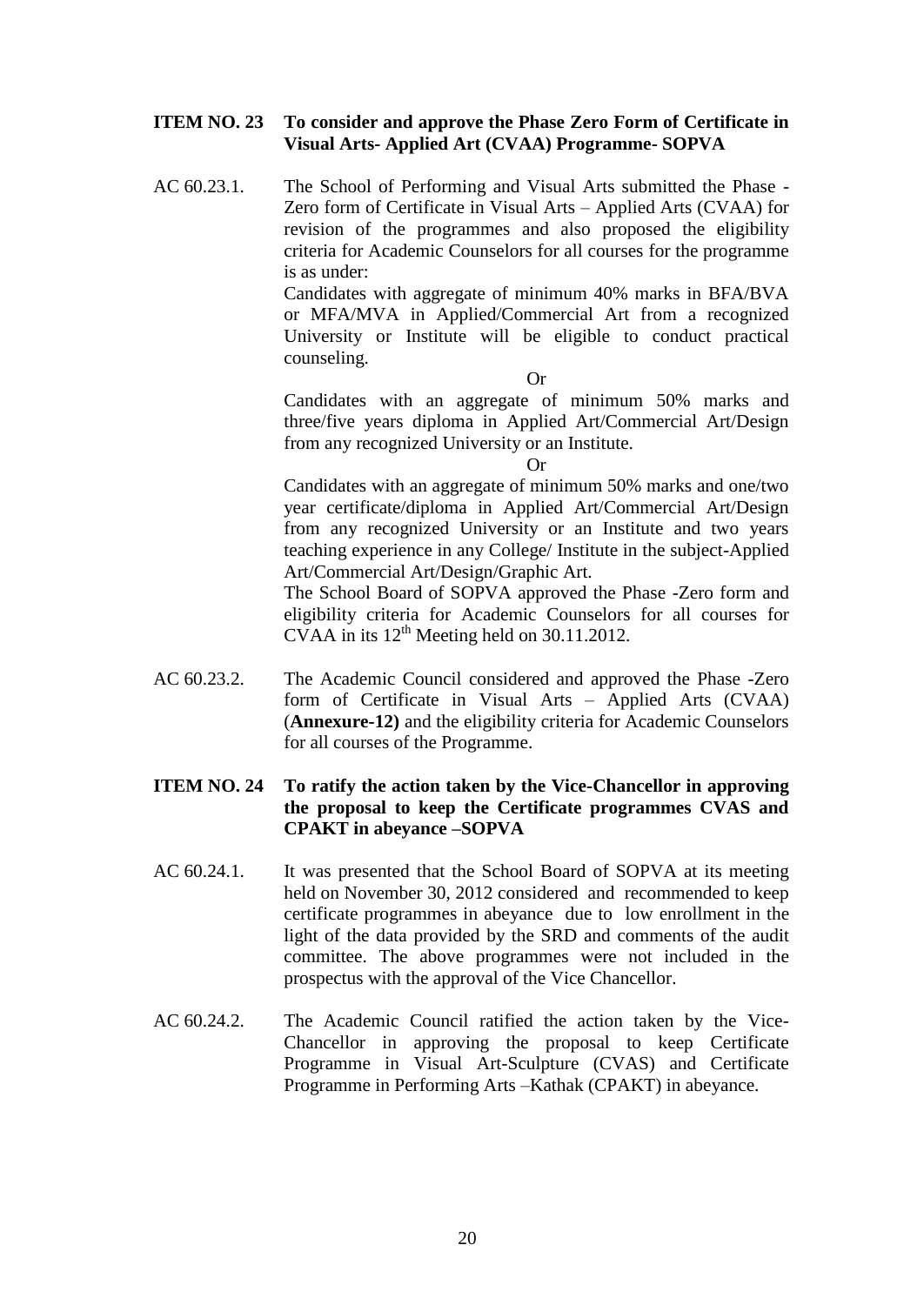**ITEM NO. 23 To consider and approve the Phase Zero Form of Certificate in Visual Arts- Applied Art (CVAA) Programme- SOPVA**

AC 60.23.1. The School of Performing and Visual Arts submitted the Phase - Zero form of Certificate in Visual Arts – Applied Arts (CVAA) for revision of the programmes and also proposed the eligibility criteria for Academic Counselors for all courses for the programme is as under:

Candidates with aggregate of minimum 40% marks in BFA/BVA or MFA/MVA in Applied/Commercial Art from a recognized University or Institute will be eligible to conduct practical counseling.

Or

Candidates with an aggregate of minimum 50% marks and three/five years diploma in Applied Art/Commercial Art/Design from any recognized University or an Institute.

Or

Candidates with an aggregate of minimum 50% marks and one/two year certificate/diploma in Applied Art/Commercial Art/Design from any recognized University or an Institute and two years teaching experience in any College/ Institute in the subject-Applied Art/Commercial Art/Design/Graphic Art.

The School Board of SOPVA approved the Phase -Zero form and eligibility criteria for Academic Counselors for all courses for CVAA in its 12th Meeting held on 30.11.2012.

AC 60.23.2. The Academic Council considered and approved the Phase -Zero form of Certificate in Visual Arts – Applied Arts (CVAA) (**Annexure-12)** and the eligibility criteria for Academic Counselors for all courses of the Programme.

**ITEM NO. 24 To ratify the action taken by the Vice-Chancellor in approving the proposal to keep the Certificate programmes CVAS and CPAKT in abeyance –SOPVA**

AC 60.24.1. It was presented that the School Board of SOPVA at its meeting held on November 30, 2012 considered and recommended to keep certificate programmes in abeyance due to low enrollment in the light of the data provided by the SRD and comments of the audit committee. The above programmes were not included in the prospectus with the approval of the Vice Chancellor.

AC 60.24.2. The Academic Council ratified the action taken by the Vice-Chancellor in approving the proposal to keep Certificate Programme in Visual Art-Sculpture (CVAS) and Certificate Programme in Performing Arts –Kathak (CPAKT) in abeyance.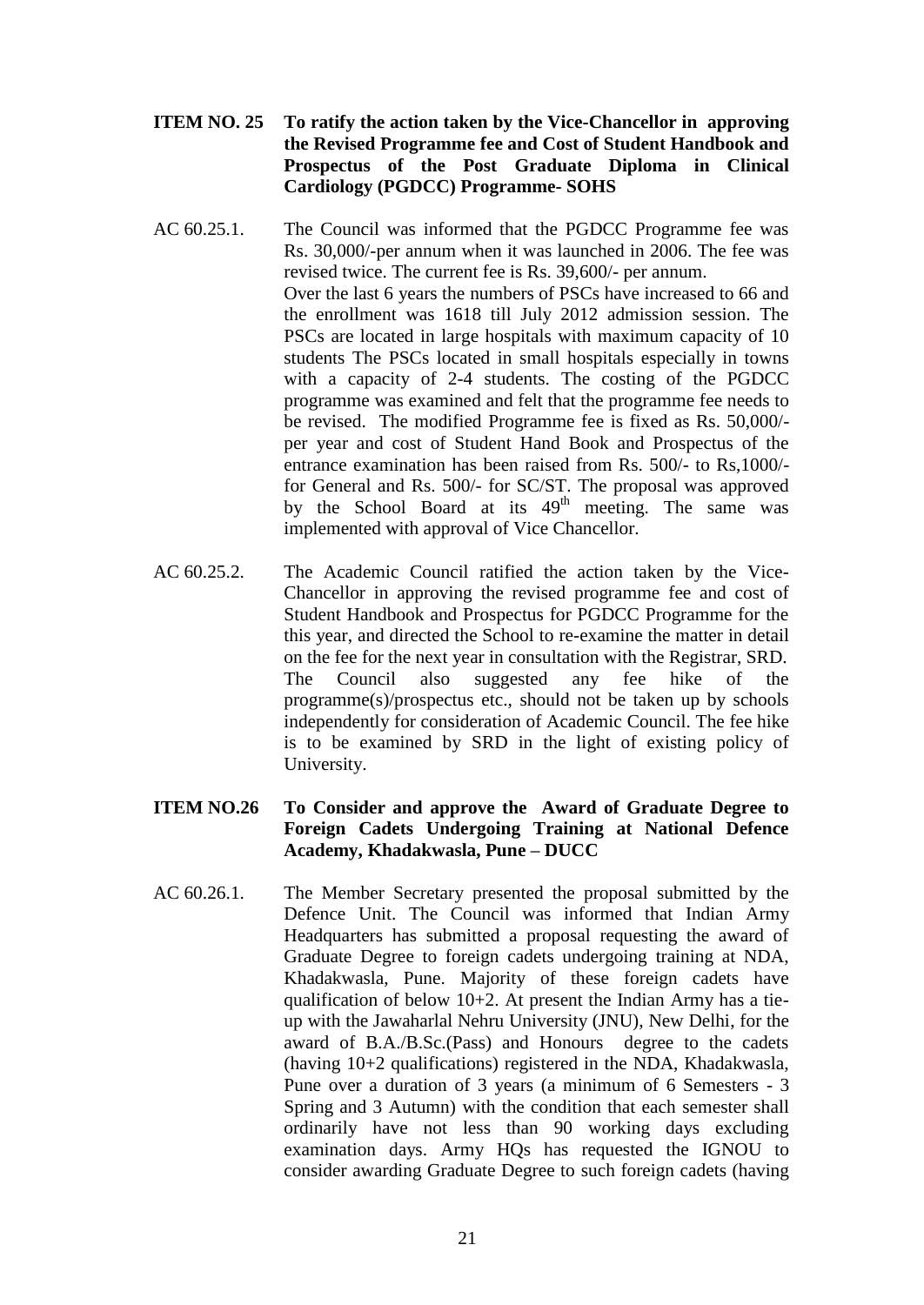**ITEM NO. 25 To ratify the action taken by the Vice-Chancellor in approving the Revised Programme fee and Cost of Student Handbook and Prospectus of the Post Graduate Diploma in Clinical Cardiology (PGDCC) Programme- SOHS**

AC 60.25.1. The Council was informed that the PGDCC Programme fee was Rs. 30,000/-per annum when it was launched in 2006. The fee was revised twice. The current fee is Rs. 39,600/- per annum.
Over the last 6 years the numbers of PSCs have increased to 66 and the enrollment was 1618 till July 2012 admission session. The PSCs are located in large hospitals with maximum capacity of 10 students The PSCs located in small hospitals especially in towns with a capacity of 2-4 students. The costing of the PGDCC programme was examined and felt that the programme fee needs to be revised. The modified Programme fee is fixed as Rs. 50,000/- per year and cost of Student Hand Book and Prospectus of the entrance examination has been raised from Rs. 500/- to Rs,1000/- for General and Rs. 500/- for SC/ST. The proposal was approved by the School Board at its 49th meeting. The same was implemented with approval of Vice Chancellor.

AC 60.25.2. The Academic Council ratified the action taken by the Vice-Chancellor in approving the revised programme fee and cost of Student Handbook and Prospectus for PGDCC Programme for the this year, and directed the School to re-examine the matter in detail on the fee for the next year in consultation with the Registrar, SRD. The Council also suggested any fee hike of the programme(s)/prospectus etc., should not be taken up by schools independently for consideration of Academic Council. The fee hike is to be examined by SRD in the light of existing policy of University.

**ITEM NO.26 To Consider and approve the Award of Graduate Degree to Foreign Cadets Undergoing Training at National Defence Academy, Khadakwasla, Pune – DUCC**

AC 60.26.1. The Member Secretary presented the proposal submitted by the Defence Unit. The Council was informed that Indian Army Headquarters has submitted a proposal requesting the award of Graduate Degree to foreign cadets undergoing training at NDA, Khadakwasla, Pune. Majority of these foreign cadets have qualification of below 10+2. At present the Indian Army has a tie-up with the Jawaharlal Nehru University (JNU), New Delhi, for the award of B.A./B.Sc.(Pass) and Honours degree to the cadets (having 10+2 qualifications) registered in the NDA, Khadakwasla, Pune over a duration of 3 years (a minimum of 6 Semesters - 3 Spring and 3 Autumn) with the condition that each semester shall ordinarily have not less than 90 working days excluding examination days. Army HQs has requested the IGNOU to consider awarding Graduate Degree to such foreign cadets (having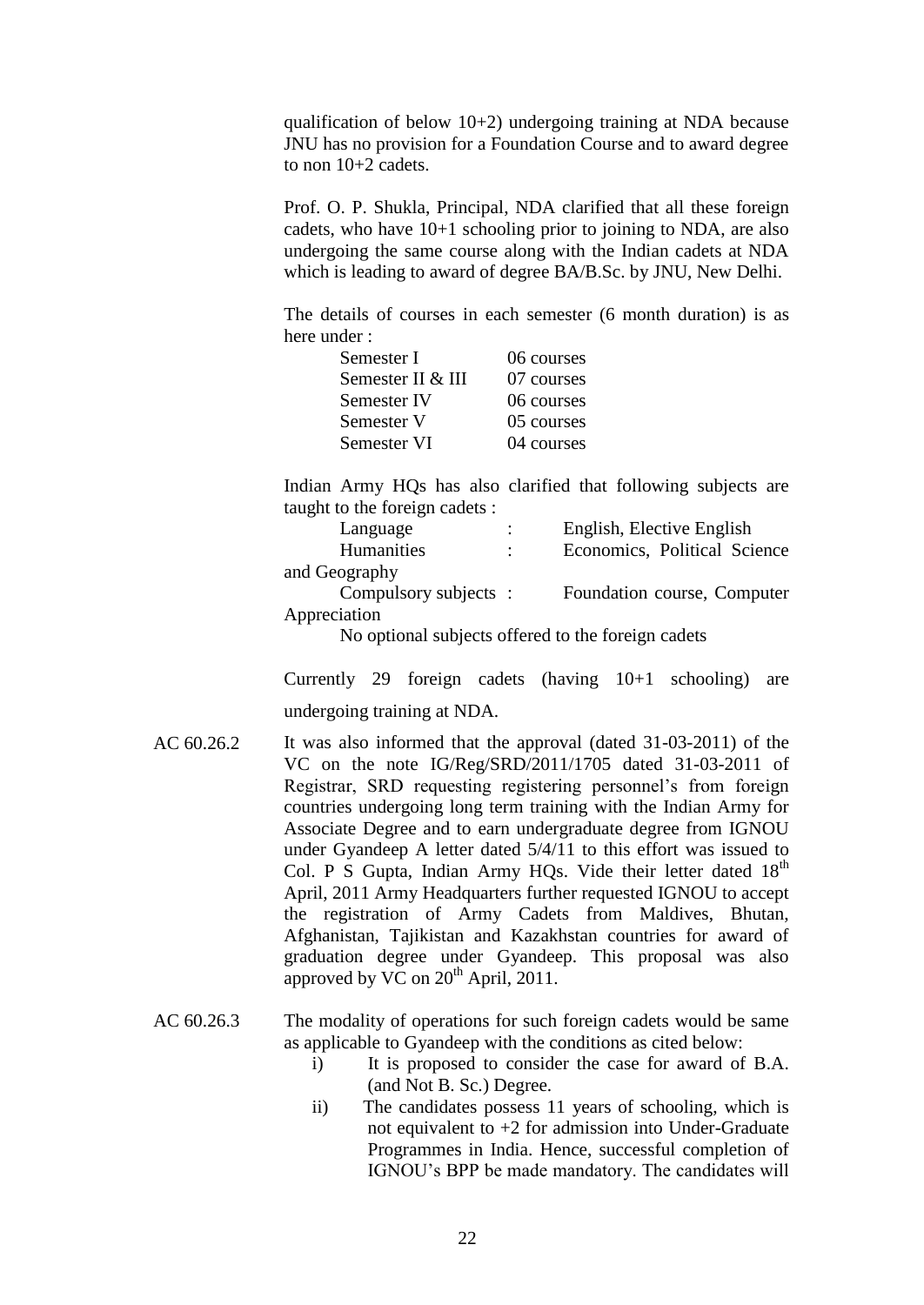qualification of below 10+2) undergoing training at NDA because JNU has no provision for a Foundation Course and to award degree to non 10+2 cadets.

Prof. O. P. Shukla, Principal, NDA clarified that all these foreign cadets, who have 10+1 schooling prior to joining to NDA, are also undergoing the same course along with the Indian cadets at NDA which is leading to award of degree BA/B.Sc. by JNU, New Delhi.

The details of courses in each semester (6 month duration) is as here under :

| | |
|---|---|
| Semester I | 06 courses |
| Semester II & III | 07 courses |
| Semester IV | 06 courses |
| Semester V | 05 courses |
| Semester VI | 04 courses |

Indian Army HQs has also clarified that following subjects are taught to the foreign cadets :

Language : English, Elective English
Humanities : Economics, Political Science and Geography
Compulsory subjects : Foundation course, Computer Appreciation
No optional subjects offered to the foreign cadets

Currently 29 foreign cadets (having 10+1 schooling) are undergoing training at NDA.

AC 60.26.2 It was also informed that the approval (dated 31-03-2011) of the VC on the note IG/Reg/SRD/2011/1705 dated 31-03-2011 of Registrar, SRD requesting registering personnel's from foreign countries undergoing long term training with the Indian Army for Associate Degree and to earn undergraduate degree from IGNOU under Gyandeep A letter dated 5/4/11 to this effort was issued to Col. P S Gupta, Indian Army HQs. Vide their letter dated 18th April, 2011 Army Headquarters further requested IGNOU to accept the registration of Army Cadets from Maldives, Bhutan, Afghanistan, Tajikistan and Kazakhstan countries for award of graduation degree under Gyandeep. This proposal was also approved by VC on 20th April, 2011.

AC 60.26.3 The modality of operations for such foreign cadets would be same as applicable to Gyandeep with the conditions as cited below:

i) It is proposed to consider the case for award of B.A. (and Not B. Sc.) Degree.
ii) The candidates possess 11 years of schooling, which is not equivalent to +2 for admission into Under-Graduate Programmes in India. Hence, successful completion of IGNOU's BPP be made mandatory. The candidates will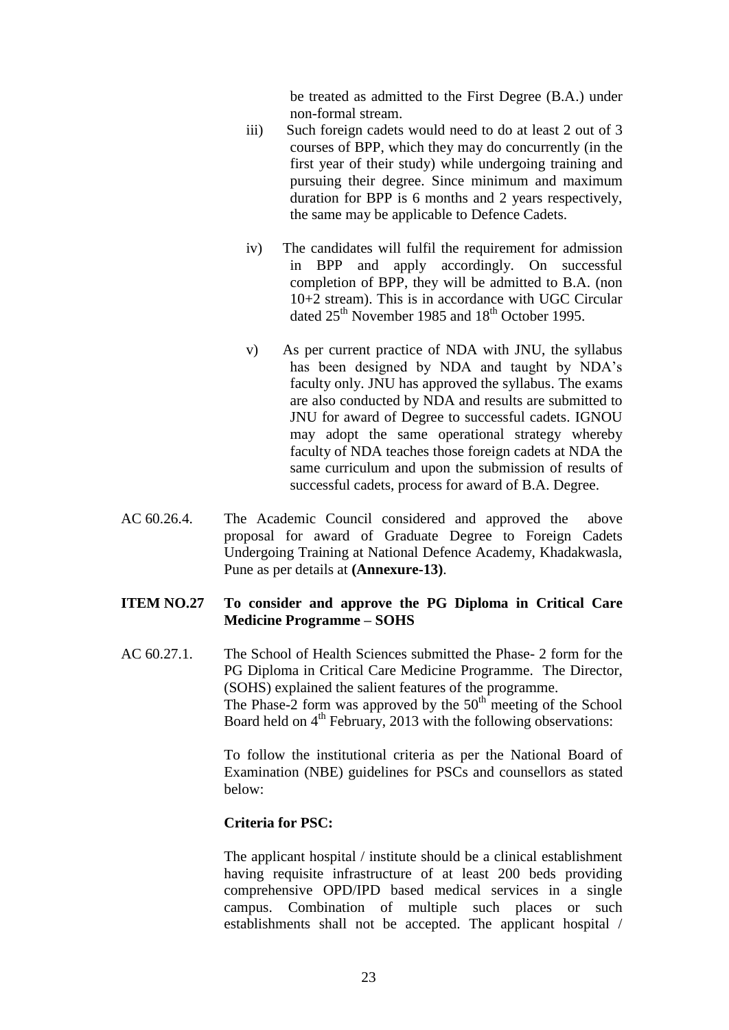be treated as admitted to the First Degree (B.A.) under non-formal stream.

iii) Such foreign cadets would need to do at least 2 out of 3 courses of BPP, which they may do concurrently (in the first year of their study) while undergoing training and pursuing their degree. Since minimum and maximum duration for BPP is 6 months and 2 years respectively, the same may be applicable to Defence Cadets.

iv) The candidates will fulfil the requirement for admission in BPP and apply accordingly. On successful completion of BPP, they will be admitted to B.A. (non 10+2 stream). This is in accordance with UGC Circular dated 25th November 1985 and 18th October 1995.

v) As per current practice of NDA with JNU, the syllabus has been designed by NDA and taught by NDA's faculty only. JNU has approved the syllabus. The exams are also conducted by NDA and results are submitted to JNU for award of Degree to successful cadets. IGNOU may adopt the same operational strategy whereby faculty of NDA teaches those foreign cadets at NDA the same curriculum and upon the submission of results of successful cadets, process for award of B.A. Degree.

AC 60.26.4. The Academic Council considered and approved the above proposal for award of Graduate Degree to Foreign Cadets Undergoing Training at National Defence Academy, Khadakwasla, Pune as per details at **(Annexure-13)**.

**ITEM NO.27 To consider and approve the PG Diploma in Critical Care Medicine Programme – SOHS**

AC 60.27.1. The School of Health Sciences submitted the Phase- 2 form for the PG Diploma in Critical Care Medicine Programme. The Director, (SOHS) explained the salient features of the programme. The Phase-2 form was approved by the 50th meeting of the School Board held on 4th February, 2013 with the following observations:

To follow the institutional criteria as per the National Board of Examination (NBE) guidelines for PSCs and counsellors as stated below:

**Criteria for PSC:**

The applicant hospital / institute should be a clinical establishment having requisite infrastructure of at least 200 beds providing comprehensive OPD/IPD based medical services in a single campus. Combination of multiple such places or such establishments shall not be accepted. The applicant hospital /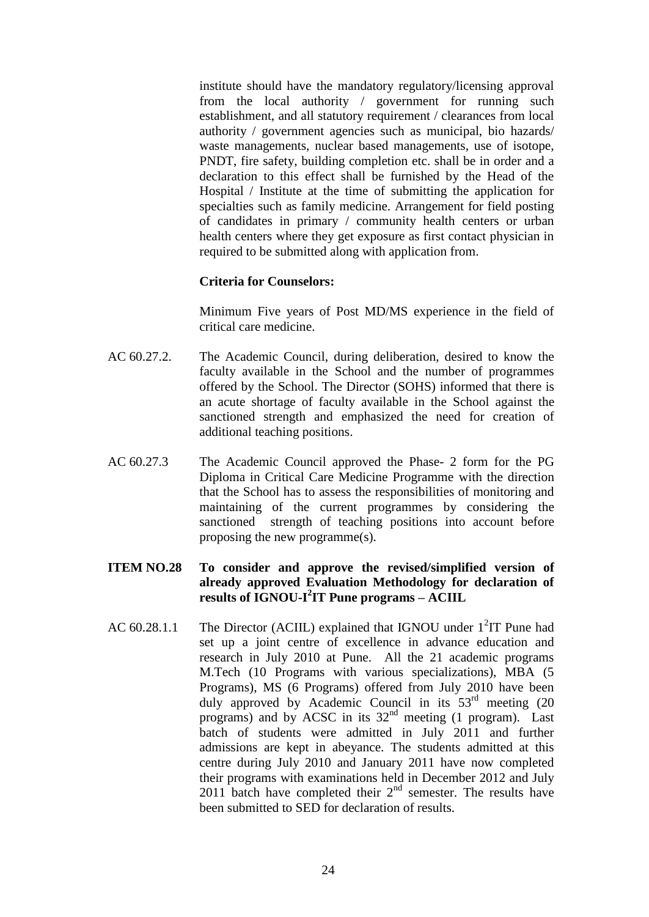institute should have the mandatory regulatory/licensing approval from the local authority / government for running such establishment, and all statutory requirement / clearances from local authority / government agencies such as municipal, bio hazards/ waste managements, nuclear based managements, use of isotope, PNDT, fire safety, building completion etc. shall be in order and a declaration to this effect shall be furnished by the Head of the Hospital / Institute at the time of submitting the application for specialties such as family medicine. Arrangement for field posting of candidates in primary / community health centers or urban health centers where they get exposure as first contact physician in required to be submitted along with application from.

**Criteria for Counselors:**

Minimum Five years of Post MD/MS experience in the field of critical care medicine.

AC 60.27.2. The Academic Council, during deliberation, desired to know the faculty available in the School and the number of programmes offered by the School. The Director (SOHS) informed that there is an acute shortage of faculty available in the School against the sanctioned strength and emphasized the need for creation of additional teaching positions.

AC 60.27.3 The Academic Council approved the Phase- 2 form for the PG Diploma in Critical Care Medicine Programme with the direction that the School has to assess the responsibilities of monitoring and maintaining of the current programmes by considering the sanctioned strength of teaching positions into account before proposing the new programme(s).

**ITEM NO.28 To consider and approve the revised/simplified version of already approved Evaluation Methodology for declaration of results of IGNOU-I²IT Pune programs – ACIIL**

AC 60.28.1.1 The Director (ACIIL) explained that IGNOU under 1²IT Pune had set up a joint centre of excellence in advance education and research in July 2010 at Pune. All the 21 academic programs M.Tech (10 Programs with various specializations), MBA (5 Programs), MS (6 Programs) offered from July 2010 have been duly approved by Academic Council in its 53rd meeting (20 programs) and by ACSC in its 32nd meeting (1 program). Last batch of students were admitted in July 2011 and further admissions are kept in abeyance. The students admitted at this centre during July 2010 and January 2011 have now completed their programs with examinations held in December 2012 and July 2011 batch have completed their 2nd semester. The results have been submitted to SED for declaration of results.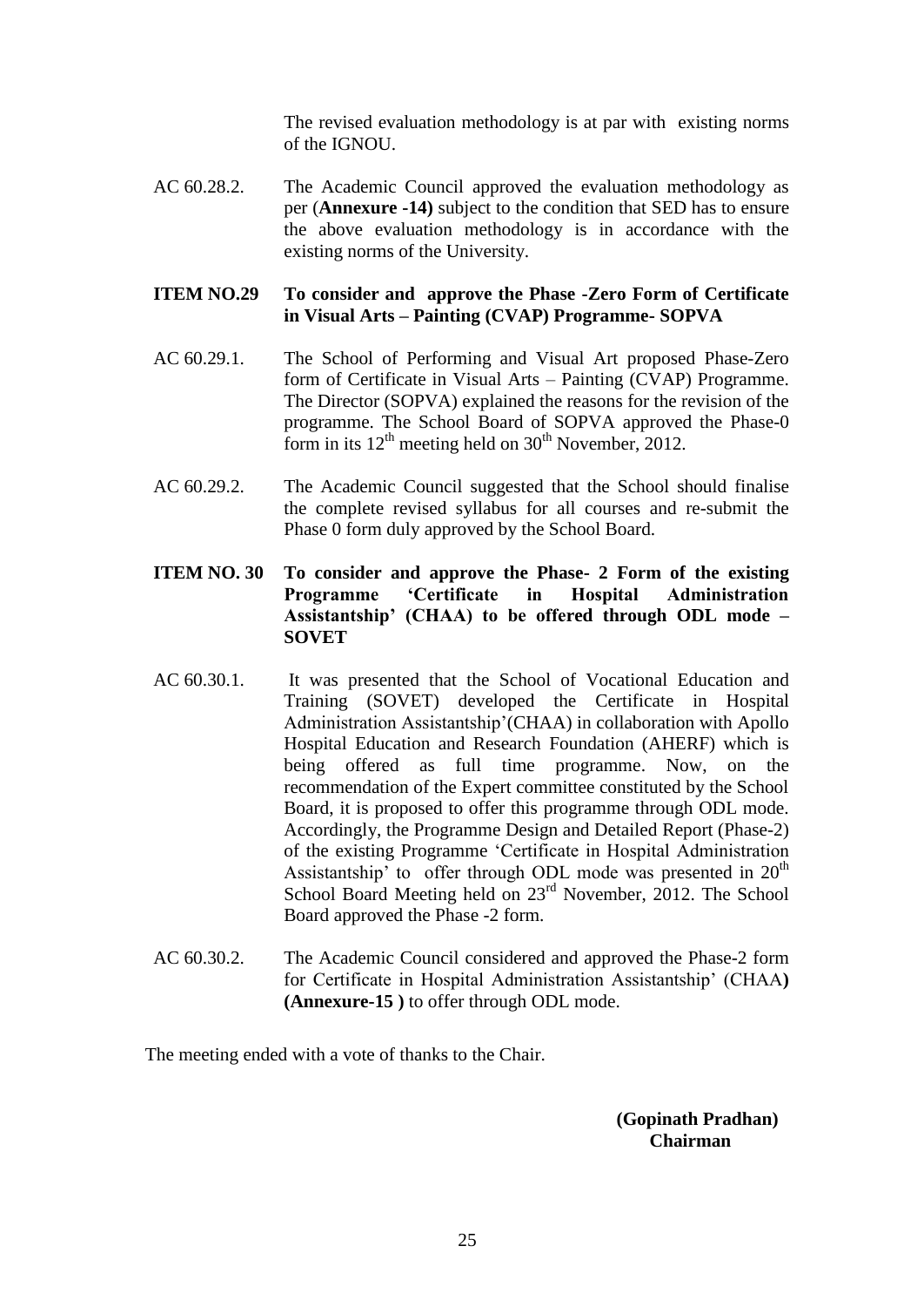The revised evaluation methodology is at par with existing norms of the IGNOU.

AC 60.28.2. The Academic Council approved the evaluation methodology as per (**Annexure -14)** subject to the condition that SED has to ensure the above evaluation methodology is in accordance with the existing norms of the University.

**ITEM NO.29 To consider and approve the Phase -Zero Form of Certificate in Visual Arts – Painting (CVAP) Programme- SOPVA**

AC 60.29.1. The School of Performing and Visual Art proposed Phase-Zero form of Certificate in Visual Arts – Painting (CVAP) Programme. The Director (SOPVA) explained the reasons for the revision of the programme. The School Board of SOPVA approved the Phase-0 form in its 12th meeting held on 30th November, 2012.

AC 60.29.2. The Academic Council suggested that the School should finalise the complete revised syllabus for all courses and re-submit the Phase 0 form duly approved by the School Board.

**ITEM NO. 30 To consider and approve the Phase- 2 Form of the existing Programme 'Certificate in Hospital Administration Assistantship' (CHAA) to be offered through ODL mode – SOVET**

AC 60.30.1. It was presented that the School of Vocational Education and Training (SOVET) developed the Certificate in Hospital Administration Assistantship'(CHAA) in collaboration with Apollo Hospital Education and Research Foundation (AHERF) which is being offered as full time programme. Now, on the recommendation of the Expert committee constituted by the School Board, it is proposed to offer this programme through ODL mode. Accordingly, the Programme Design and Detailed Report (Phase-2) of the existing Programme 'Certificate in Hospital Administration Assistantship' to offer through ODL mode was presented in 20th School Board Meeting held on 23rd November, 2012. The School Board approved the Phase -2 form.

AC 60.30.2. The Academic Council considered and approved the Phase-2 form for Certificate in Hospital Administration Assistantship' (CHAA**) (Annexure-15 )** to offer through ODL mode.

The meeting ended with a vote of thanks to the Chair.

**(Gopinath Pradhan)**
**Chairman**